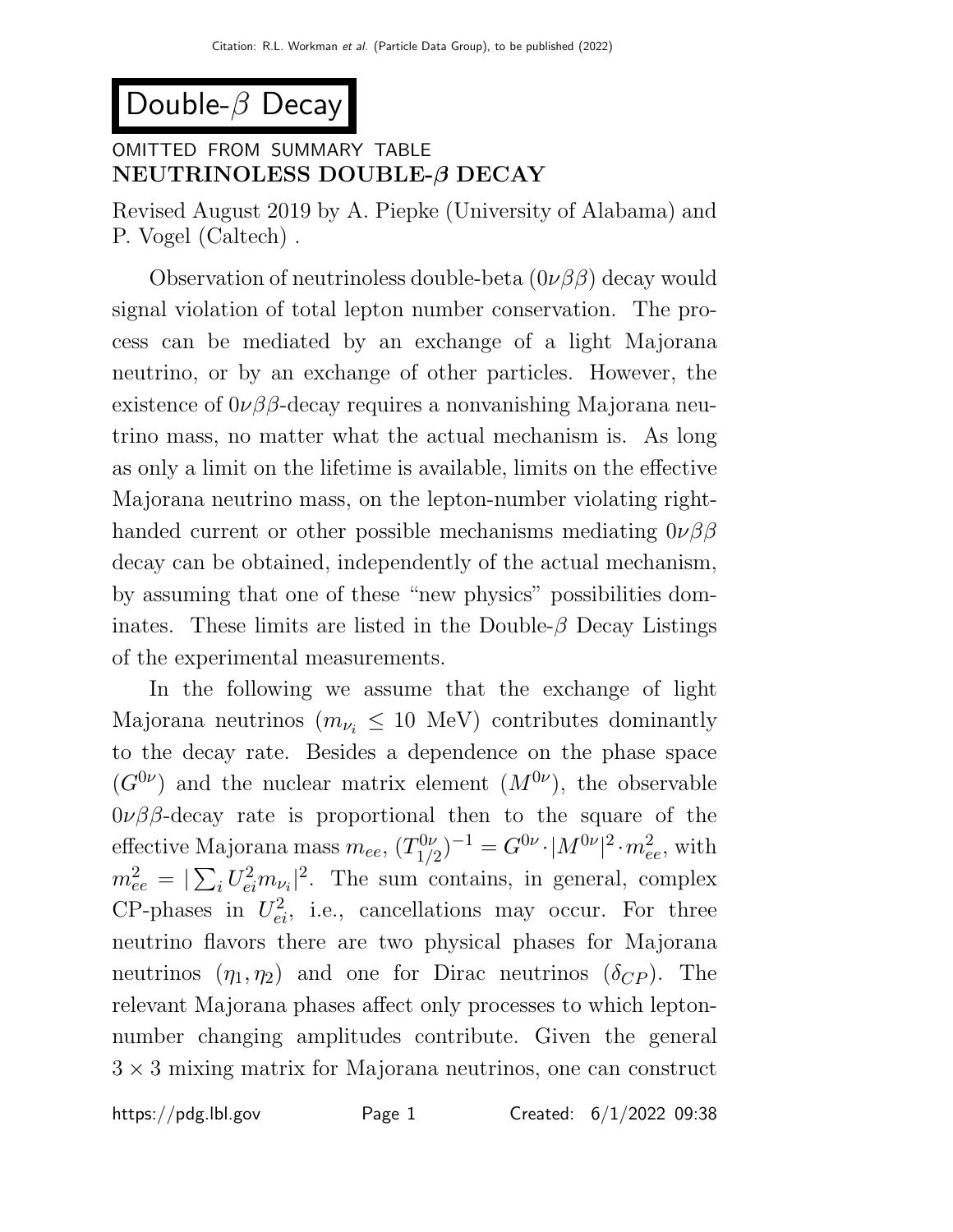# Double-$\beta$ Decay

OMITTED FROM SUMMARY TABLE

**NEUTRINOLESS DOUBLE-$\beta$ DECAY**

Revised August 2019 by A. Piepke (University of Alabama) and P. Vogel (Caltech) .

Observation of neutrinoless double-beta ($0\nu\beta\beta$) decay would signal violation of total lepton number conservation. The process can be mediated by an exchange of a light Majorana neutrino, or by an exchange of other particles. However, the existence of $0\nu\beta\beta$-decay requires a nonvanishing Majorana neutrino mass, no matter what the actual mechanism is. As long as only a limit on the lifetime is available, limits on the effective Majorana neutrino mass, on the lepton-number violating right-handed current or other possible mechanisms mediating $0\nu\beta\beta$ decay can be obtained, independently of the actual mechanism, by assuming that one of these "new physics" possibilities dominates. These limits are listed in the Double-$\beta$ Decay Listings of the experimental measurements.

In the following we assume that the exchange of light Majorana neutrinos ($m_{\nu_i} \leq 10$ MeV) contributes dominantly to the decay rate. Besides a dependence on the phase space ($G^{0\nu}$) and the nuclear matrix element ($M^{0\nu}$), the observable $0\nu\beta\beta$-decay rate is proportional then to the square of the effective Majorana mass $m_{ee}$, $(T^{0\nu}_{1/2})^{-1} = G^{0\nu} \cdot |M^{0\nu}|^2 \cdot m_{ee}^2$, with $m_{ee}^2 = |\sum_i U_{ei}^2 m_{\nu_i}|^2$. The sum contains, in general, complex CP-phases in $U_{ei}^2$, i.e., cancellations may occur. For three neutrino flavors there are two physical phases for Majorana neutrinos ($\eta_1, \eta_2$) and one for Dirac neutrinos ($\delta_{CP}$). The relevant Majorana phases affect only processes to which lepton-number changing amplitudes contribute. Given the general $3 \times 3$ mixing matrix for Majorana neutrinos, one can construct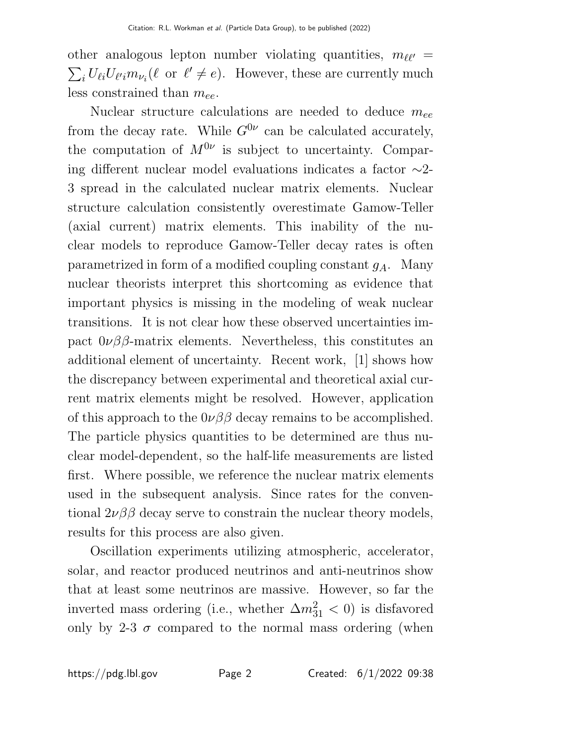other analogous lepton number violating quantities, $m_{\ell\ell'} = \sum_i U_{\ell i} U_{\ell' i} m_{\nu_i} (\ell \text{ or } \ell' \neq e)$. However, these are currently much less constrained than $m_{ee}$.

Nuclear structure calculations are needed to deduce $m_{ee}$ from the decay rate. While $G^{0\nu}$ can be calculated accurately, the computation of $M^{0\nu}$ is subject to uncertainty. Comparing different nuclear model evaluations indicates a factor ∼2-3 spread in the calculated nuclear matrix elements. Nuclear structure calculation consistently overestimate Gamow-Teller (axial current) matrix elements. This inability of the nuclear models to reproduce Gamow-Teller decay rates is often parametrized in form of a modified coupling constant $g_A$. Many nuclear theorists interpret this shortcoming as evidence that important physics is missing in the modeling of weak nuclear transitions. It is not clear how these observed uncertainties impact $0\nu\beta\beta$-matrix elements. Nevertheless, this constitutes an additional element of uncertainty. Recent work, [1] shows how the discrepancy between experimental and theoretical axial current matrix elements might be resolved. However, application of this approach to the $0\nu\beta\beta$ decay remains to be accomplished. The particle physics quantities to be determined are thus nuclear model-dependent, so the half-life measurements are listed first. Where possible, we reference the nuclear matrix elements used in the subsequent analysis. Since rates for the conventional $2\nu\beta\beta$ decay serve to constrain the nuclear theory models, results for this process are also given.

Oscillation experiments utilizing atmospheric, accelerator, solar, and reactor produced neutrinos and anti-neutrinos show that at least some neutrinos are massive. However, so far the inverted mass ordering (i.e., whether $\Delta m^2_{31} < 0$) is disfavored only by 2-3 $\sigma$ compared to the normal mass ordering (when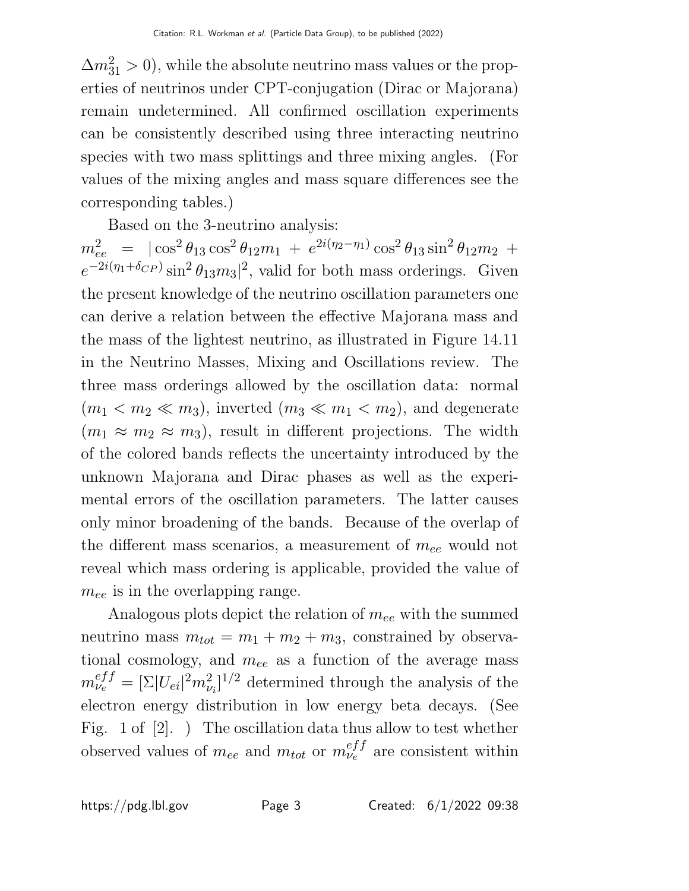$\Delta m^2_{31} > 0$), while the absolute neutrino mass values or the properties of neutrinos under CPT-conjugation (Dirac or Majorana) remain undetermined. All confirmed oscillation experiments can be consistently described using three interacting neutrino species with two mass splittings and three mixing angles. (For values of the mixing angles and mass square differences see the corresponding tables.)

Based on the 3-neutrino analysis: $m^2_{ee} = |\cos^2\theta_{13}\cos^2\theta_{12}m_1 + e^{2i(\eta_2-\eta_1)}\cos^2\theta_{13}\sin^2\theta_{12}m_2 + e^{-2i(\eta_1+\delta_{CP})}\sin^2\theta_{13}m_3|^2$, valid for both mass orderings. Given the present knowledge of the neutrino oscillation parameters one can derive a relation between the effective Majorana mass and the mass of the lightest neutrino, as illustrated in Figure 14.11 in the Neutrino Masses, Mixing and Oscillations review. The three mass orderings allowed by the oscillation data: normal ($m_1 < m_2 \ll m_3$), inverted ($m_3 \ll m_1 < m_2$), and degenerate ($m_1 \approx m_2 \approx m_3$), result in different projections. The width of the colored bands reflects the uncertainty introduced by the unknown Majorana and Dirac phases as well as the experimental errors of the oscillation parameters. The latter causes only minor broadening of the bands. Because of the overlap of the different mass scenarios, a measurement of $m_{ee}$ would not reveal which mass ordering is applicable, provided the value of $m_{ee}$ is in the overlapping range.

Analogous plots depict the relation of $m_{ee}$ with the summed neutrino mass $m_{tot} = m_1 + m_2 + m_3$, constrained by observational cosmology, and $m_{ee}$ as a function of the average mass $m^{eff}_{\nu_e} = [\Sigma|U_{ei}|^2 m^2_{\nu_i}]^{1/2}$ determined through the analysis of the electron energy distribution in low energy beta decays. (See Fig. 1 of [2]. ) The oscillation data thus allow to test whether observed values of $m_{ee}$ and $m_{tot}$ or $m^{eff}_{\nu_e}$ are consistent within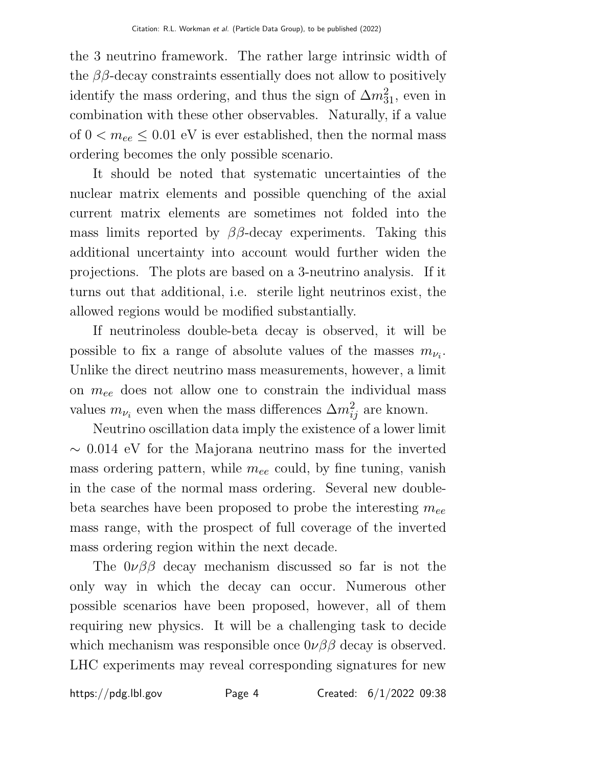the 3 neutrino framework. The rather large intrinsic width of the $\beta\beta$-decay constraints essentially does not allow to positively identify the mass ordering, and thus the sign of $\Delta m^2_{31}$, even in combination with these other observables. Naturally, if a value of $0 < m_{ee} \leq 0.01$ eV is ever established, then the normal mass ordering becomes the only possible scenario.

It should be noted that systematic uncertainties of the nuclear matrix elements and possible quenching of the axial current matrix elements are sometimes not folded into the mass limits reported by $\beta\beta$-decay experiments. Taking this additional uncertainty into account would further widen the projections. The plots are based on a 3-neutrino analysis. If it turns out that additional, i.e. sterile light neutrinos exist, the allowed regions would be modified substantially.

If neutrinoless double-beta decay is observed, it will be possible to fix a range of absolute values of the masses $m_{\nu_i}$. Unlike the direct neutrino mass measurements, however, a limit on $m_{ee}$ does not allow one to constrain the individual mass values $m_{\nu_i}$ even when the mass differences $\Delta m^2_{ij}$ are known.

Neutrino oscillation data imply the existence of a lower limit $\sim 0.014$ eV for the Majorana neutrino mass for the inverted mass ordering pattern, while $m_{ee}$ could, by fine tuning, vanish in the case of the normal mass ordering. Several new double-beta searches have been proposed to probe the interesting $m_{ee}$ mass range, with the prospect of full coverage of the inverted mass ordering region within the next decade.

The $0\nu\beta\beta$ decay mechanism discussed so far is not the only way in which the decay can occur. Numerous other possible scenarios have been proposed, however, all of them requiring new physics. It will be a challenging task to decide which mechanism was responsible once $0\nu\beta\beta$ decay is observed. LHC experiments may reveal corresponding signatures for new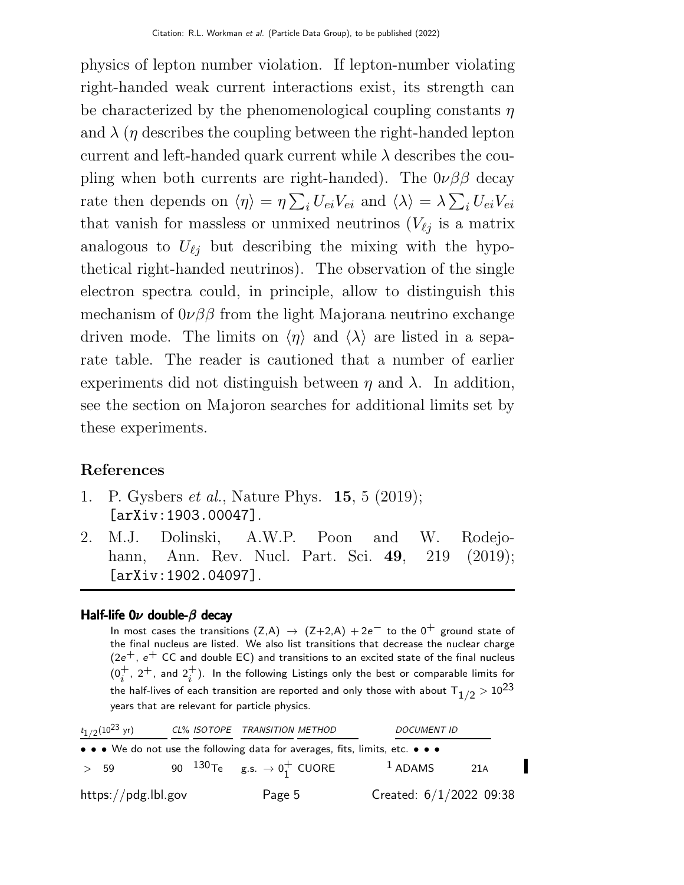physics of lepton number violation. If lepton-number violating right-handed weak current interactions exist, its strength can be characterized by the phenomenological coupling constants $\eta$ and $\lambda$ ($\eta$ describes the coupling between the right-handed lepton current and left-handed quark current while $\lambda$ describes the coupling when both currents are right-handed). The $0\nu\beta\beta$ decay rate then depends on $\langle\eta\rangle = \eta \sum_i U_{ei} V_{ei}$ and $\langle\lambda\rangle = \lambda \sum_i U_{ei} V_{ei}$ that vanish for massless or unmixed neutrinos ($V_{\ell j}$ is a matrix analogous to $U_{\ell j}$ but describing the mixing with the hypothetical right-handed neutrinos). The observation of the single electron spectra could, in principle, allow to distinguish this mechanism of $0\nu\beta\beta$ from the light Majorana neutrino exchange driven mode. The limits on $\langle\eta\rangle$ and $\langle\lambda\rangle$ are listed in a separate table. The reader is cautioned that a number of earlier experiments did not distinguish between $\eta$ and $\lambda$. In addition, see the section on Majoron searches for additional limits set by these experiments.

## References

1. P. Gysbers *et al.*, Nature Phys. **15**, 5 (2019); [arXiv:1903.00047].
2. M.J. Dolinski, A.W.P. Poon and W. Rodejohann, Ann. Rev. Nucl. Part. Sci. **49**, 219 (2019); [arXiv:1902.04097].

### Half-life $0\nu$ double-$\beta$ decay

In most cases the transitions (Z,A) $\rightarrow$ (Z+2,A) $+ 2e^-$ to the $0^+$ ground state of the final nucleus are listed. We also list transitions that decrease the nuclear charge ($2e^+$, $e^+$ CC and double EC) and transitions to an excited state of the final nucleus ($0_i^+$, $2^+$, and $2_i^+$). In the following Listings only the best or comparable limits for the half-lives of each transition are reported and only those with about $T_{1/2} > 10^{23}$ years that are relevant for particle physics.

| $t_{1/2}(10^{23}$ yr) | CL% | ISOTOPE | TRANSITION | METHOD | DOCUMENT ID | |
|---|---|---|---|---|---|---|
| • • • We do not use the following data for averages, fits, limits, etc. • • • | | | | | | |
| > 59 | 90 | $^{130}$Te | g.s. $\rightarrow 0_1^+$ | CUORE | [1] ADAMS | 21A |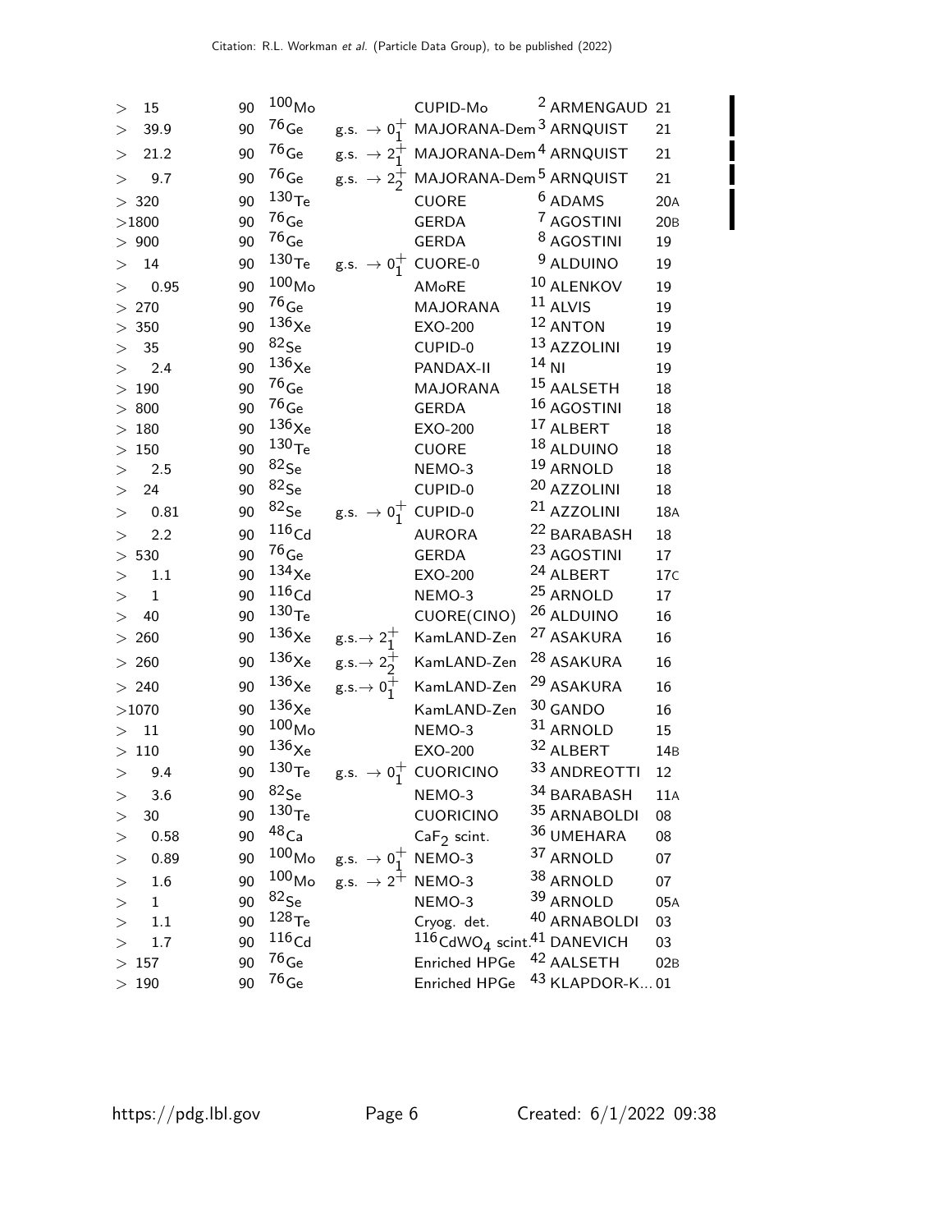| VALUE | CL% | ISOTOPE | TRANSITION | METHOD | DOCUMENT ID | |
|---|---|---|---|---|---|---|
| > 15 | 90 | $^{100}$Mo | | CUPID-Mo | [2] ARMENGAUD | 21 |
| > 39.9 | 90 | $^{76}$Ge | g.s. $\rightarrow 0^+_1$ | MAJORANA-Dem | [3] ARNQUIST | 21 |
| > 21.2 | 90 | $^{76}$Ge | g.s. $\rightarrow 2^+_1$ | MAJORANA-Dem | [4] ARNQUIST | 21 |
| > 9.7 | 90 | $^{76}$Ge | g.s. $\rightarrow 2^+_2$ | MAJORANA-Dem | [5] ARNQUIST | 21 |
| > 320 | 90 | $^{130}$Te | | CUORE | [6] ADAMS | 20A |
| >1800 | 90 | $^{76}$Ge | | GERDA | [7] AGOSTINI | 20B |
| > 900 | 90 | $^{76}$Ge | | GERDA | [8] AGOSTINI | 19 |
| > 14 | 90 | $^{130}$Te | g.s. $\rightarrow 0^+_1$ | CUORE-0 | [9] ALDUINO | 19 |
| > 0.95 | 90 | $^{100}$Mo | | AMoRE | [10] ALENKOV | 19 |
| > 270 | 90 | $^{76}$Ge | | MAJORANA | [11] ALVIS | 19 |
| > 350 | 90 | $^{136}$Xe | | EXO-200 | [12] ANTON | 19 |
| > 35 | 90 | $^{82}$Se | | CUPID-0 | [13] AZZOLINI | 19 |
| > 2.4 | 90 | $^{136}$Xe | | PANDAX-II | [14] NI | 19 |
| > 190 | 90 | $^{76}$Ge | | MAJORANA | [15] AALSETH | 18 |
| > 800 | 90 | $^{76}$Ge | | GERDA | [16] AGOSTINI | 18 |
| > 180 | 90 | $^{136}$Xe | | EXO-200 | [17] ALBERT | 18 |
| > 150 | 90 | $^{130}$Te | | CUORE | [18] ALDUINO | 18 |
| > 2.5 | 90 | $^{82}$Se | | NEMO-3 | [19] ARNOLD | 18 |
| > 24 | 90 | $^{82}$Se | | CUPID-0 | [20] AZZOLINI | 18 |
| > 0.81 | 90 | $^{82}$Se | g.s. $\rightarrow 0^+_1$ | CUPID-0 | [21] AZZOLINI | 18A |
| > 2.2 | 90 | $^{116}$Cd | | AURORA | [22] BARABASH | 18 |
| > 530 | 90 | $^{76}$Ge | | GERDA | [23] AGOSTINI | 17 |
| > 1.1 | 90 | $^{134}$Xe | | EXO-200 | [24] ALBERT | 17C |
| > 1 | 90 | $^{116}$Cd | | NEMO-3 | [25] ARNOLD | 17 |
| > 40 | 90 | $^{130}$Te | | CUORE(CINO) | [26] ALDUINO | 16 |
| > 260 | 90 | $^{136}$Xe | g.s.$\rightarrow 2^+_1$ | KamLAND-Zen | [27] ASAKURA | 16 |
| > 260 | 90 | $^{136}$Xe | g.s.$\rightarrow 2^+_2$ | KamLAND-Zen | [28] ASAKURA | 16 |
| > 240 | 90 | $^{136}$Xe | g.s.$\rightarrow 0^+_1$ | KamLAND-Zen | [29] ASAKURA | 16 |
| >1070 | 90 | $^{136}$Xe | | KamLAND-Zen | [30] GANDO | 16 |
| > 11 | 90 | $^{100}$Mo | | NEMO-3 | [31] ARNOLD | 15 |
| > 110 | 90 | $^{136}$Xe | | EXO-200 | [32] ALBERT | 14B |
| > 9.4 | 90 | $^{130}$Te | g.s. $\rightarrow 0^+_1$ | CUORICINO | [33] ANDREOTTI | 12 |
| > 3.6 | 90 | $^{82}$Se | | NEMO-3 | [34] BARABASH | 11A |
| > 30 | 90 | $^{130}$Te | | CUORICINO | [35] ARNABOLDI | 08 |
| > 0.58 | 90 | $^{48}$Ca | | $CaF_2$ scint. | [36] UMEHARA | 08 |
| > 0.89 | 90 | $^{100}$Mo | g.s. $\rightarrow 0^+_1$ | NEMO-3 | [37] ARNOLD | 07 |
| > 1.6 | 90 | $^{100}$Mo | g.s. $\rightarrow 2^+$ | NEMO-3 | [38] ARNOLD | 07 |
| > 1 | 90 | $^{82}$Se | | NEMO-3 | [39] ARNOLD | 05A |
| > 1.1 | 90 | $^{128}$Te | | Cryog. det. | [40] ARNABOLDI | 03 |
| > 1.7 | 90 | $^{116}$Cd | | $^{116}CdWO_4$ scint. | [41] DANEVICH | 03 |
| > 157 | 90 | $^{76}$Ge | | Enriched HPGe | [42] AALSETH | 02B |
| > 190 | 90 | $^{76}$Ge | | Enriched HPGe | [43] KLAPDOR-K... | 01 |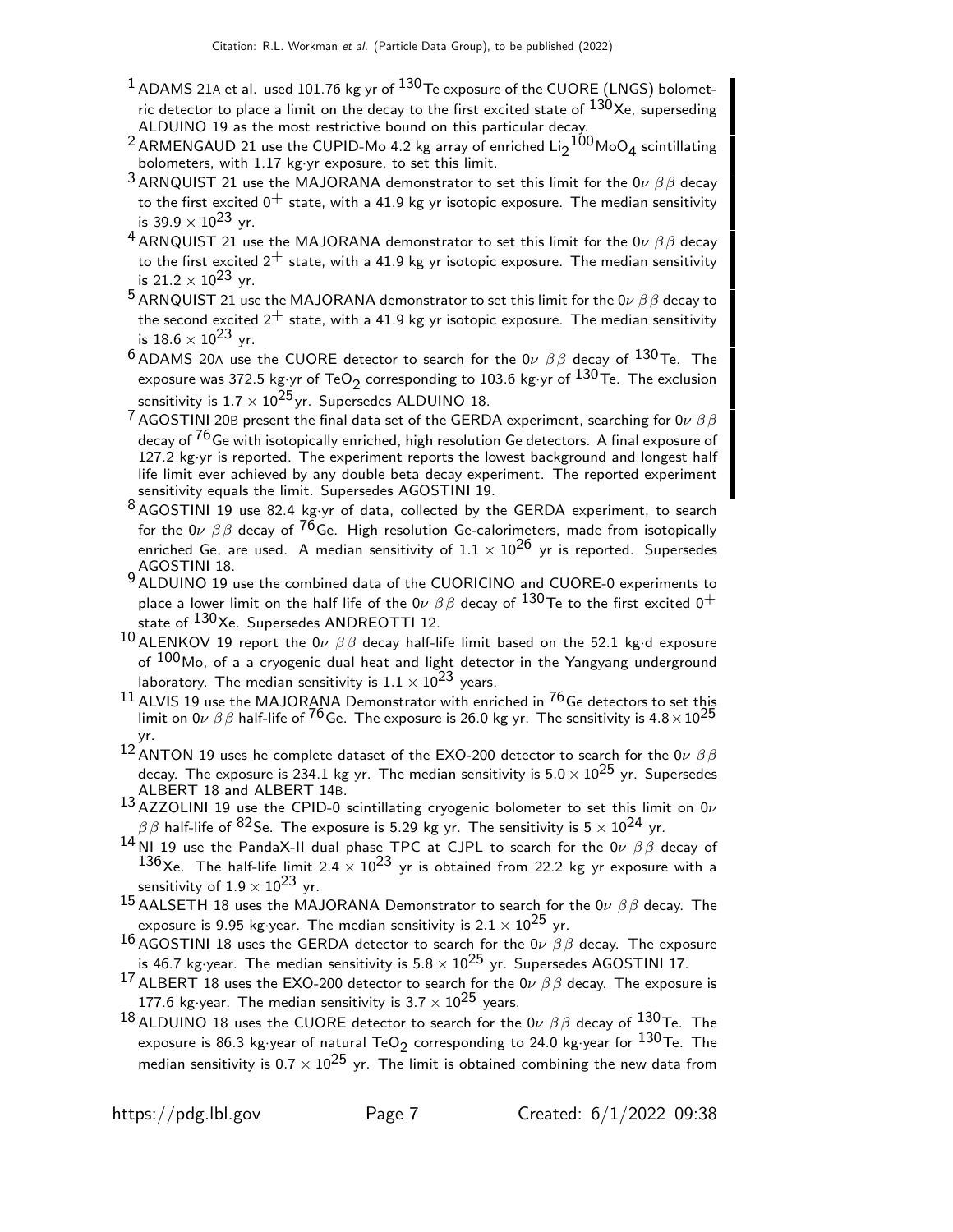[1] ADAMS 21A et al. used 101.76 kg yr of $^{130}$Te exposure of the CUORE (LNGS) bolometric detector to place a limit on the decay to the first excited state of $^{130}$Xe, superseding ALDUINO 19 as the most restrictive bound on this particular decay.

[2] ARMENGAUD 21 use the CUPID-Mo 4.2 kg array of enriched $Li_2{}^{100}MoO_4$ scintillating bolometers, with 1.17 kg·yr exposure, to set this limit.

[3] ARNQUIST 21 use the MAJORANA demonstrator to set this limit for the $0\nu\ \beta\beta$ decay to the first excited $0^+$ state, with a 41.9 kg yr isotopic exposure. The median sensitivity is $39.9 \times 10^{23}$ yr.

[4] ARNQUIST 21 use the MAJORANA demonstrator to set this limit for the $0\nu\ \beta\beta$ decay to the first excited $2^+$ state, with a 41.9 kg yr isotopic exposure. The median sensitivity is $21.2 \times 10^{23}$ yr.

[5] ARNQUIST 21 use the MAJORANA demonstrator to set this limit for the $0\nu\ \beta\beta$ decay to the second excited $2^+$ state, with a 41.9 kg yr isotopic exposure. The median sensitivity is $18.6 \times 10^{23}$ yr.

[6] ADAMS 20A use the CUORE detector to search for the $0\nu\ \beta\beta$ decay of $^{130}$Te. The exposure was 372.5 kg·yr of $TeO_2$ corresponding to 103.6 kg·yr of $^{130}$Te. The exclusion sensitivity is $1.7 \times 10^{25}$yr. Supersedes ALDUINO 18.

[7] AGOSTINI 20B present the final data set of the GERDA experiment, searching for $0\nu\ \beta\beta$ decay of $^{76}$Ge with isotopically enriched, high resolution Ge detectors. A final exposure of 127.2 kg·yr is reported. The experiment reports the lowest background and longest half life limit ever achieved by any double beta decay experiment. The reported experiment sensitivity equals the limit. Supersedes AGOSTINI 19.

[8] AGOSTINI 19 use 82.4 kg·yr of data, collected by the GERDA experiment, to search for the $0\nu\ \beta\beta$ decay of $^{76}$Ge. High resolution Ge-calorimeters, made from isotopically enriched Ge, are used. A median sensitivity of $1.1 \times 10^{26}$ yr is reported. Supersedes AGOSTINI 18.

[9] ALDUINO 19 use the combined data of the CUORICINO and CUORE-0 experiments to place a lower limit on the half life of the $0\nu\ \beta\beta$ decay of $^{130}$Te to the first excited $0^+$ state of $^{130}$Xe. Supersedes ANDREOTTI 12.

[10] ALENKOV 19 report the $0\nu\ \beta\beta$ decay half-life limit based on the 52.1 kg·d exposure of $^{100}$Mo, of a a cryogenic dual heat and light detector in the Yangyang underground laboratory. The median sensitivity is $1.1 \times 10^{23}$ years.

[11] ALVIS 19 use the MAJORANA Demonstrator with enriched in $^{76}$Ge detectors to set this limit on $0\nu\ \beta\beta$ half-life of $^{76}$Ge. The exposure is 26.0 kg yr. The sensitivity is $4.8 \times 10^{25}$ yr.

[12] ANTON 19 uses he complete dataset of the EXO-200 detector to search for the $0\nu\ \beta\beta$ decay. The exposure is 234.1 kg yr. The median sensitivity is $5.0 \times 10^{25}$ yr. Supersedes ALBERT 18 and ALBERT 14B.

[13] AZZOLINI 19 use the CPID-0 scintillating cryogenic bolometer to set this limit on $0\nu\ \beta\beta$ half-life of $^{82}$Se. The exposure is 5.29 kg yr. The sensitivity is $5 \times 10^{24}$ yr.

[14] NI 19 use the PandaX-II dual phase TPC at CJPL to search for the $0\nu\ \beta\beta$ decay of $^{136}$Xe. The half-life limit $2.4 \times 10^{23}$ yr is obtained from 22.2 kg yr exposure with a sensitivity of $1.9 \times 10^{23}$ yr.

[15] AALSETH 18 uses the MAJORANA Demonstrator to search for the $0\nu\ \beta\beta$ decay. The exposure is 9.95 kg·year. The median sensitivity is $2.1 \times 10^{25}$ yr.

[16] AGOSTINI 18 uses the GERDA detector to search for the $0\nu\ \beta\beta$ decay. The exposure is 46.7 kg·year. The median sensitivity is $5.8 \times 10^{25}$ yr. Supersedes AGOSTINI 17.

[17] ALBERT 18 uses the EXO-200 detector to search for the $0\nu\ \beta\beta$ decay. The exposure is 177.6 kg·year. The median sensitivity is $3.7 \times 10^{25}$ years.

[18] ALDUINO 18 uses the CUORE detector to search for the $0\nu\ \beta\beta$ decay of $^{130}$Te. The exposure is 86.3 kg·year of natural $TeO_2$ corresponding to 24.0 kg·year for $^{130}$Te. The median sensitivity is $0.7 \times 10^{25}$ yr. The limit is obtained combining the new data from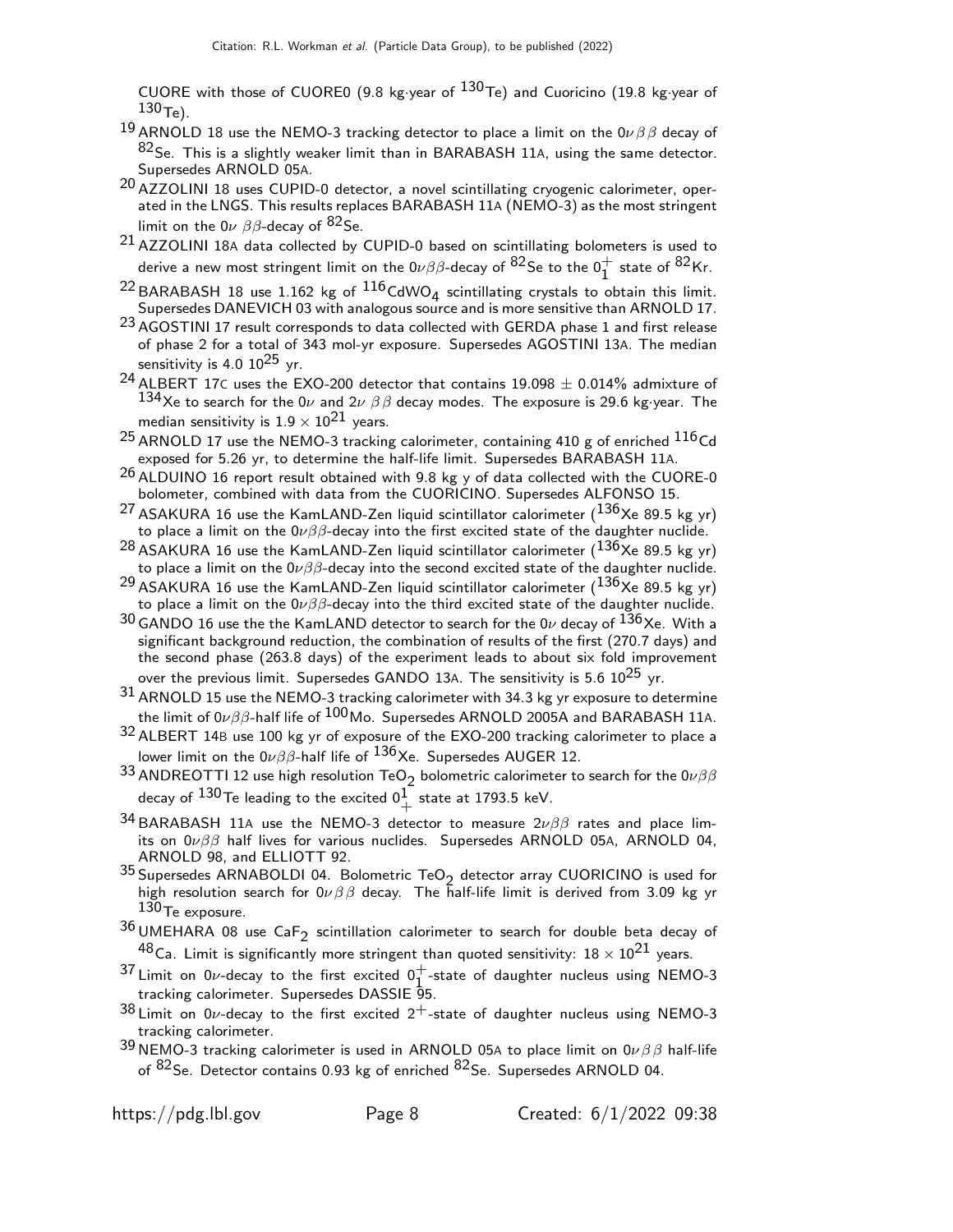CUORE with those of CUORE0 (9.8 kg·year of $^{130}$Te) and Cuoricino (19.8 kg·year of $^{130}$Te).

[19] ARNOLD 18 use the NEMO-3 tracking detector to place a limit on the $0\nu\beta\beta$ decay of $^{82}$Se. This is a slightly weaker limit than in BARABASH 11A, using the same detector. Supersedes ARNOLD 05A.

[20] AZZOLINI 18 uses CUPID-0 detector, a novel scintillating cryogenic calorimeter, operated in the LNGS. This results replaces BARABASH 11A (NEMO-3) as the most stringent limit on the $0\nu\ \beta\beta$-decay of $^{82}$Se.

[21] AZZOLINI 18A data collected by CUPID-0 based on scintillating bolometers is used to derive a new most stringent limit on the $0\nu\beta\beta$-decay of $^{82}$Se to the $0^+_1$ state of $^{82}$Kr.

[22] BARABASH 18 use 1.162 kg of $^{116}$CdWO$_4$ scintillating crystals to obtain this limit. Supersedes DANEVICH 03 with analogous source and is more sensitive than ARNOLD 17.

[23] AGOSTINI 17 result corresponds to data collected with GERDA phase 1 and first release of phase 2 for a total of 343 mol-yr exposure. Supersedes AGOSTINI 13A. The median sensitivity is 4.0 $10^{25}$ yr.

[24] ALBERT 17C uses the EXO-200 detector that contains 19.098 $\pm$ 0.014% admixture of $^{134}$Xe to search for the $0\nu$ and $2\nu\ \beta\beta$ decay modes. The exposure is 29.6 kg·year. The median sensitivity is $1.9 \times 10^{21}$ years.

[25] ARNOLD 17 use the NEMO-3 tracking calorimeter, containing 410 g of enriched $^{116}$Cd exposed for 5.26 yr, to determine the half-life limit. Supersedes BARABASH 11A.

[26] ALDUINO 16 report result obtained with 9.8 kg y of data collected with the CUORE-0 bolometer, combined with data from the CUORICINO. Supersedes ALFONSO 15.

[27] ASAKURA 16 use the KamLAND-Zen liquid scintillator calorimeter ($^{136}$Xe 89.5 kg yr) to place a limit on the $0\nu\beta\beta$-decay into the first excited state of the daughter nuclide.

[28] ASAKURA 16 use the KamLAND-Zen liquid scintillator calorimeter ($^{136}$Xe 89.5 kg yr) to place a limit on the $0\nu\beta\beta$-decay into the second excited state of the daughter nuclide.

[29] ASAKURA 16 use the KamLAND-Zen liquid scintillator calorimeter ($^{136}$Xe 89.5 kg yr) to place a limit on the $0\nu\beta\beta$-decay into the third excited state of the daughter nuclide.

[30] GANDO 16 use the the KamLAND detector to search for the $0\nu$ decay of $^{136}$Xe. With a significant background reduction, the combination of results of the first (270.7 days) and the second phase (263.8 days) of the experiment leads to about six fold improvement over the previous limit. Supersedes GANDO 13A. The sensitivity is 5.6 $10^{25}$ yr.

[31] ARNOLD 15 use the NEMO-3 tracking calorimeter with 34.3 kg yr exposure to determine the limit of $0\nu\beta\beta$-half life of $^{100}$Mo. Supersedes ARNOLD 2005A and BARABASH 11A.

[32] ALBERT 14B use 100 kg yr of exposure of the EXO-200 tracking calorimeter to place a lower limit on the $0\nu\beta\beta$-half life of $^{136}$Xe. Supersedes AUGER 12.

[33] ANDREOTTI 12 use high resolution TeO$_2$ bolometric calorimeter to search for the $0\nu\beta\beta$ decay of $^{130}$Te leading to the excited $0^1_+$ state at 1793.5 keV.

[34] BARABASH 11A use the NEMO-3 detector to measure $2\nu\beta\beta$ rates and place limits on $0\nu\beta\beta$ half lives for various nuclides. Supersedes ARNOLD 05A, ARNOLD 04, ARNOLD 98, and ELLIOTT 92.

[35] Supersedes ARNABOLDI 04. Bolometric TeO$_2$ detector array CUORICINO is used for high resolution search for $0\nu\beta\beta$ decay. The half-life limit is derived from 3.09 kg yr $^{130}$Te exposure.

[36] UMEHARA 08 use CaF$_2$ scintillation calorimeter to search for double beta decay of $^{48}$Ca. Limit is significantly more stringent than quoted sensitivity: $18 \times 10^{21}$ years.

[37] Limit on $0\nu$-decay to the first excited $0^+_1$-state of daughter nucleus using NEMO-3 tracking calorimeter. Supersedes DASSIE 95.

[38] Limit on $0\nu$-decay to the first excited $2^+$-state of daughter nucleus using NEMO-3 tracking calorimeter.

[39] NEMO-3 tracking calorimeter is used in ARNOLD 05A to place limit on $0\nu\beta\beta$ half-life of $^{82}$Se. Detector contains 0.93 kg of enriched $^{82}$Se. Supersedes ARNOLD 04.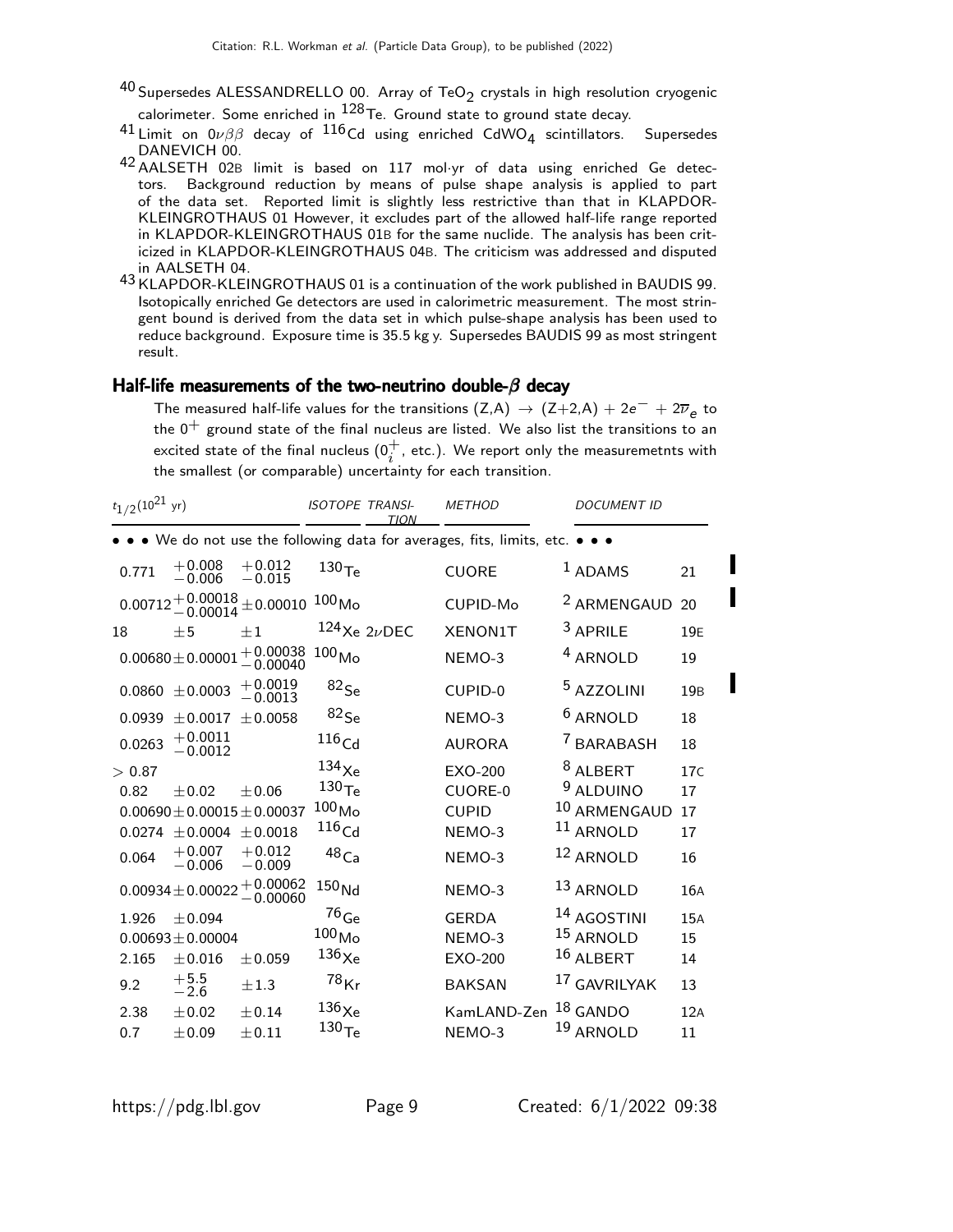[40] Supersedes ALESSANDRELLO 00. Array of $TeO_2$ crystals in high resolution cryogenic calorimeter. Some enriched in $^{128}Te$. Ground state to ground state decay.

[41] Limit on $0\nu\beta\beta$ decay of $^{116}Cd$ using enriched $CdWO_4$ scintillators. Supersedes DANEVICH 00.

[42] AALSETH 02B limit is based on 117 mol·yr of data using enriched Ge detectors. Background reduction by means of pulse shape analysis is applied to part of the data set. Reported limit is slightly less restrictive than that in KLAPDOR-KLEINGROTHAUS 01 However, it excludes part of the allowed half-life range reported in KLAPDOR-KLEINGROTHAUS 01B for the same nuclide. The analysis has been criticized in KLAPDOR-KLEINGROTHAUS 04B. The criticism was addressed and disputed in AALSETH 04.

[43] KLAPDOR-KLEINGROTHAUS 01 is a continuation of the work published in BAUDIS 99. Isotopically enriched Ge detectors are used in calorimetric measurement. The most stringent bound is derived from the data set in which pulse-shape analysis has been used to reduce background. Exposure time is 35.5 kg y. Supersedes BAUDIS 99 as most stringent result.

### Half-life measurements of the two-neutrino double-$\beta$ decay

The measured half-life values for the transitions $(Z,A) \rightarrow (Z+2,A) + 2e^- + 2\overline{\nu}_e$ to the $0^+$ ground state of the final nucleus are listed. We also list the transitions to an excited state of the final nucleus ($0^+_i$, etc.). We report only the measuremetnts with the smallest (or comparable) uncertainty for each transition.

| $t_{1/2}(10^{21}$ yr) | ISOTOPE | TRANSITION | METHOD | DOCUMENT ID | |
|---|---|---|---|---|---|
| • • • We do not use the following data for averages, fits, limits, etc. • • • | | | | | |
| $0.771\ ^{+0.008}_{-0.006}\ ^{+0.012}_{-0.015}$ | $^{130}Te$ | | CUORE | [1] ADAMS | 21 |
| $0.00712\ ^{+0.00018}_{-0.00014} \pm 0.00010$ | $^{100}Mo$ | | CUPID-Mo | [2] ARMENGAUD | 20 |
| $18 \pm 5 \pm 1$ | $^{124}Xe$ | $2\nu$DEC | XENON1T | [3] APRILE | 19E |
| $0.00680 \pm 0.00001\ ^{+0.00038}_{-0.00040}$ | $^{100}Mo$ | | NEMO-3 | [4] ARNOLD | 19 |
| $0.0860 \pm 0.0003\ ^{+0.0019}_{-0.0013}$ | $^{82}Se$ | | CUPID-0 | [5] AZZOLINI | 19B |
| $0.0939 \pm 0.0017 \pm 0.0058$ | $^{82}Se$ | | NEMO-3 | [6] ARNOLD | 18 |
| $0.0263\ ^{+0.0011}_{-0.0012}$ | $^{116}Cd$ | | AURORA | [7] BARABASH | 18 |
| $> 0.87$ | $^{134}Xe$ | | EXO-200 | [8] ALBERT | 17C |
| $0.82 \pm 0.02 \pm 0.06$ | $^{130}Te$ | | CUORE-0 | [9] ALDUINO | 17 |
| $0.00690 \pm 0.00015 \pm 0.00037$ | $^{100}Mo$ | | CUPID | [10] ARMENGAUD | 17 |
| $0.0274 \pm 0.0004 \pm 0.0018$ | $^{116}Cd$ | | NEMO-3 | [11] ARNOLD | 17 |
| $0.064\ ^{+0.007}_{-0.006}\ ^{+0.012}_{-0.009}$ | $^{48}Ca$ | | NEMO-3 | [12] ARNOLD | 16 |
| $0.00934 \pm 0.00022\ ^{+0.00062}_{-0.00060}$ | $^{150}Nd$ | | NEMO-3 | [13] ARNOLD | 16A |
| $1.926 \pm 0.094$ | $^{76}Ge$ | | GERDA | [14] AGOSTINI | 15A |
| $0.00693 \pm 0.00004$ | $^{100}Mo$ | | NEMO-3 | [15] ARNOLD | 15 |
| $2.165 \pm 0.016 \pm 0.059$ | $^{136}Xe$ | | EXO-200 | [16] ALBERT | 14 |
| $9.2\ ^{+5.5}_{-2.6} \pm 1.3$ | $^{78}Kr$ | | BAKSAN | [17] GAVRILYAK | 13 |
| $2.38 \pm 0.02 \pm 0.14$ | $^{136}Xe$ | | KamLAND-Zen | [18] GANDO | 12A |
| $0.7 \pm 0.09 \pm 0.11$ | $^{130}Te$ | | NEMO-3 | [19] ARNOLD | 11 |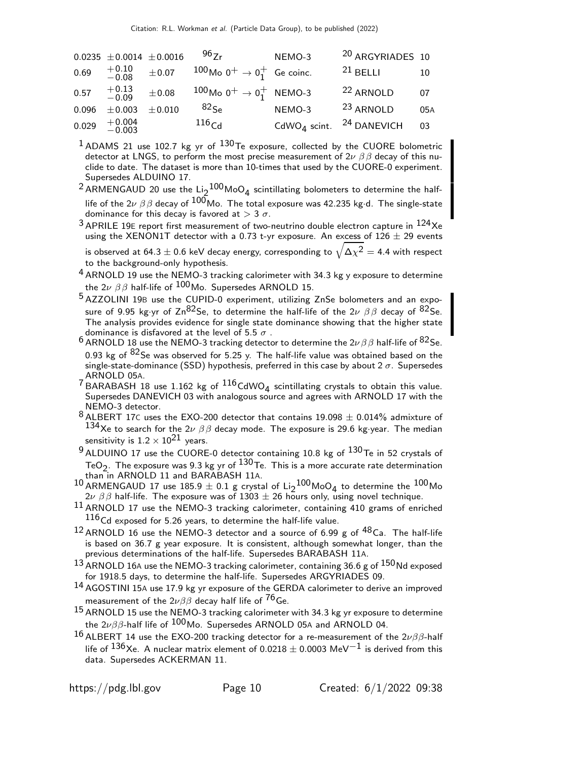| | | | | | | |
|---|---|---|---|---|---|---|
| 0.0235 | $\pm 0.0014$ | $\pm 0.0016$ | $^{96}$Zr | NEMO-3 | [20] ARGYRIADES | 10 |
| 0.69 | $^{+0.10}_{-0.08}$ | $\pm 0.07$ | $^{100}$Mo $0^+ \rightarrow 0^+_1$ | Ge coinc. | [21] BELLI | 10 |
| 0.57 | $^{+0.13}_{-0.09}$ | $\pm 0.08$ | $^{100}$Mo $0^+ \rightarrow 0^+_1$ | NEMO-3 | [22] ARNOLD | 07 |
| 0.096 | $\pm 0.003$ | $\pm 0.010$ | $^{82}$Se | NEMO-3 | [23] ARNOLD | 05A |
| 0.029 | $^{+0.004}_{-0.003}$ | | $^{116}$Cd | $CdWO_4$ scint. | [24] DANEVICH | 03 |

[1] ADAMS 21 use 102.7 kg yr of $^{130}$Te exposure, collected by the CUORE bolometric detector at LNGS, to perform the most precise measurement of $2\nu\ \beta\beta$ decay of this nuclide to date. The dataset is more than 10-times that used by the CUORE-0 experiment. Supersedes ALDUINO 17.

[2] ARMENGAUD 20 use the $Li_2{}^{100}MoO_4$ scintillating bolometers to determine the half-life of the $2\nu\ \beta\beta$ decay of $^{100}$Mo. The total exposure was 42.235 kg·d. The single-state dominance for this decay is favored at $> 3\ \sigma$.

[3] APRILE 19E report first measurement of two-neutrino double electron capture in $^{124}$Xe using the XENON1T detector with a 0.73 t-yr exposure. An excess of $126 \pm 29$ events is observed at $64.3 \pm 0.6$ keV decay energy, corresponding to $\sqrt{\Delta\chi^2} = 4.4$ with respect to the background-only hypothesis.

[4] ARNOLD 19 use the NEMO-3 tracking calorimeter with 34.3 kg y exposure to determine the $2\nu\ \beta\beta$ half-life of $^{100}$Mo. Supersedes ARNOLD 15.

[5] AZZOLINI 19B use the CUPID-0 experiment, utilizing ZnSe bolometers and an exposure of 9.95 kg·yr of Zn$^{82}$Se, to determine the half-life of the $2\nu\ \beta\beta$ decay of $^{82}$Se. The analysis provides evidence for single state dominance showing that the higher state dominance is disfavored at the level of 5.5 $\sigma$ .

[6] ARNOLD 18 use the NEMO-3 tracking detector to determine the $2\nu\beta\beta$ half-life of $^{82}$Se. 0.93 kg of $^{82}$Se was observed for 5.25 y. The half-life value was obtained based on the single-state-dominance (SSD) hypothesis, preferred in this case by about 2 $\sigma$. Supersedes ARNOLD 05A.

[7] BARABASH 18 use 1.162 kg of $^{116}CdWO_4$ scintillating crystals to obtain this value. Supersedes DANEVICH 03 with analogous source and agrees with ARNOLD 17 with the NEMO-3 detector.

[8] ALBERT 17C uses the EXO-200 detector that contains $19.098 \pm 0.014$% admixture of $^{134}$Xe to search for the $2\nu\ \beta\beta$ decay mode. The exposure is 29.6 kg·year. The median sensitivity is $1.2 \times 10^{21}$ years.

[9] ALDUINO 17 use the CUORE-0 detector containing 10.8 kg of $^{130}$Te in 52 crystals of $TeO_2$. The exposure was 9.3 kg yr of $^{130}$Te. This is a more accurate rate determination than in ARNOLD 11 and BARABASH 11A.

[10] ARMENGAUD 17 use $185.9 \pm 0.1$ g crystal of $Li_2{}^{100}MoO_4$ to determine the $^{100}$Mo $2\nu\ \beta\beta$ half-life. The exposure was of $1303 \pm 26$ hours only, using novel technique.

[11] ARNOLD 17 use the NEMO-3 tracking calorimeter, containing 410 grams of enriched $^{116}$Cd exposed for 5.26 years, to determine the half-life value.

[12] ARNOLD 16 use the NEMO-3 detector and a source of 6.99 g of $^{48}$Ca. The half-life is based on 36.7 g year exposure. It is consistent, although somewhat longer, than the previous determinations of the half-life. Supersedes BARABASH 11A.

[13] ARNOLD 16A use the NEMO-3 tracking calorimeter, containing 36.6 g of $^{150}$Nd exposed for 1918.5 days, to determine the half-life. Supersedes ARGYRIADES 09.

[14] AGOSTINI 15A use 17.9 kg yr exposure of the GERDA calorimeter to derive an improved measurement of the $2\nu\beta\beta$ decay half life of $^{76}$Ge.

[15] ARNOLD 15 use the NEMO-3 tracking calorimeter with 34.3 kg yr exposure to determine the $2\nu\beta\beta$-half life of $^{100}$Mo. Supersedes ARNOLD 05A and ARNOLD 04.

[16] ALBERT 14 use the EXO-200 tracking detector for a re-measurement of the $2\nu\beta\beta$-half life of $^{136}$Xe. A nuclear matrix element of $0.0218 \pm 0.0003$ MeV$^{-1}$ is derived from this data. Supersedes ACKERMAN 11.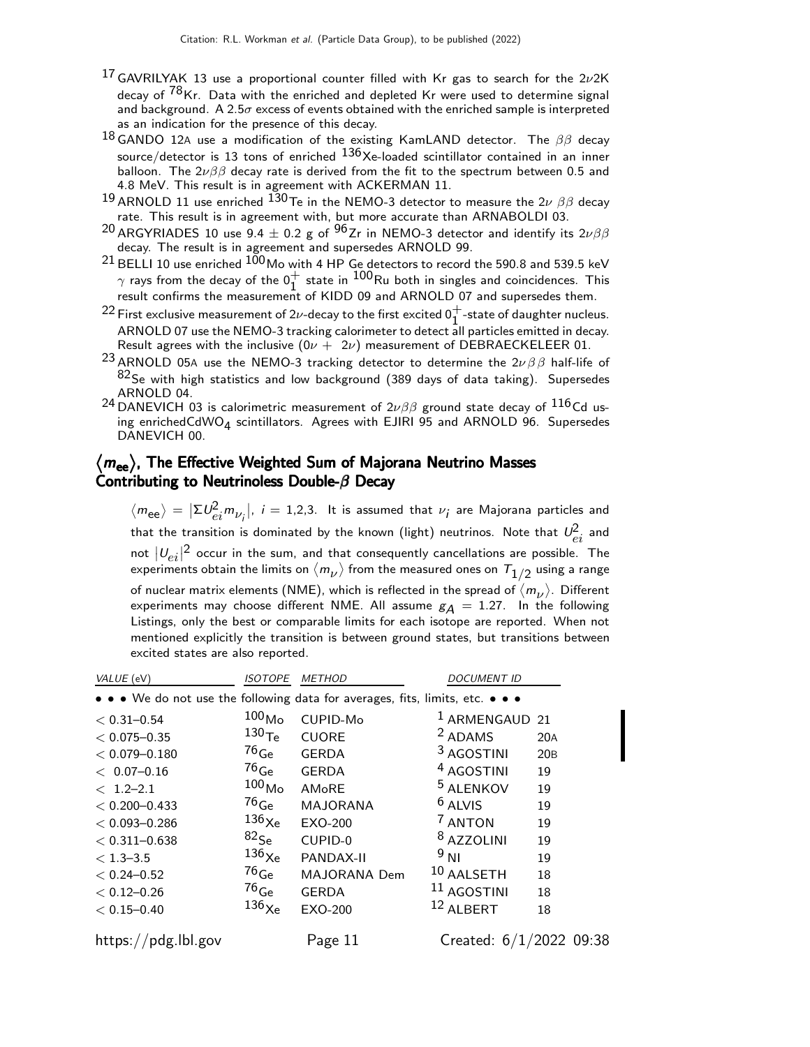[17] GAVRILYAK 13 use a proportional counter filled with Kr gas to search for the $2\nu 2K$ decay of $^{78}$Kr. Data with the enriched and depleted Kr were used to determine signal and background. A $2.5\sigma$ excess of events obtained with the enriched sample is interpreted as an indication for the presence of this decay.

[18] GANDO 12A use a modification of the existing KamLAND detector. The $\beta\beta$ decay source/detector is 13 tons of enriched $^{136}$Xe-loaded scintillator contained in an inner balloon. The $2\nu\beta\beta$ decay rate is derived from the fit to the spectrum between 0.5 and 4.8 MeV. This result is in agreement with ACKERMAN 11.

[19] ARNOLD 11 use enriched $^{130}$Te in the NEMO-3 detector to measure the $2\nu\ \beta\beta$ decay rate. This result is in agreement with, but more accurate than ARNABOLDI 03.

[20] ARGYRIADES 10 use $9.4 \pm 0.2$ g of $^{96}$Zr in NEMO-3 detector and identify its $2\nu\beta\beta$ decay. The result is in agreement and supersedes ARNOLD 99.

[21] BELLI 10 use enriched $^{100}$Mo with 4 HP Ge detectors to record the 590.8 and 539.5 keV $\gamma$ rays from the decay of the $0^+_1$ state in $^{100}$Ru both in singles and coincidences. This result confirms the measurement of KIDD 09 and ARNOLD 07 and supersedes them.

[22] First exclusive measurement of $2\nu$-decay to the first excited $0^+_1$-state of daughter nucleus. ARNOLD 07 use the NEMO-3 tracking calorimeter to detect all particles emitted in decay. Result agrees with the inclusive ($0\nu + 2\nu$) measurement of DEBRAECKELEER 01.

[23] ARNOLD 05A use the NEMO-3 tracking detector to determine the $2\nu\beta\beta$ half-life of $^{82}$Se with high statistics and low background (389 days of data taking). Supersedes ARNOLD 04.

[24] DANEVICH 03 is calorimetric measurement of $2\nu\beta\beta$ ground state decay of $^{116}$Cd using enriched$CdWO_4$ scintillators. Agrees with EJIRI 95 and ARNOLD 96. Supersedes DANEVICH 00.

## $\langle m_{ee} \rangle$, The Effective Weighted Sum of Majorana Neutrino Masses Contributing to Neutrinoless Double-$\beta$ Decay

$\langle m_{ee} \rangle = |\Sigma U^2_{ei} m_{\nu_i}|$, $i$ = 1,2,3. It is assumed that $\nu_i$ are Majorana particles and that the transition is dominated by the known (light) neutrinos. Note that $U^2_{ei}$ and not $|U_{ei}|^2$ occur in the sum, and that consequently cancellations are possible. The experiments obtain the limits on $\langle m_\nu \rangle$ from the measured ones on $T_{1/2}$ using a range of nuclear matrix elements (NME), which is reflected in the spread of $\langle m_\nu \rangle$. Different experiments may choose different NME. All assume $g_A = 1.27$. In the following Listings, only the best or comparable limits for each isotope are reported. When not mentioned explicitly the transition is between ground states, but transitions between excited states are also reported.

| *VALUE* (eV) | *ISOTOPE* | *METHOD* | *DOCUMENT ID* | |
|---|---|---|---|---|
| • • • We do not use the following data for averages, fits, limits, etc. • • • | | | | |
| < 0.31–0.54 | $^{100}$Mo | CUPID-Mo | [1] ARMENGAUD | 21 |
| < 0.075–0.35 | $^{130}$Te | CUORE | [2] ADAMS | 20A |
| < 0.079–0.180 | $^{76}$Ge | GERDA | [3] AGOSTINI | 20B |
| < 0.07–0.16 | $^{76}$Ge | GERDA | [4] AGOSTINI | 19 |
| < 1.2–2.1 | $^{100}$Mo | AMoRE | [5] ALENKOV | 19 |
| < 0.200–0.433 | $^{76}$Ge | MAJORANA | [6] ALVIS | 19 |
| < 0.093–0.286 | $^{136}$Xe | EXO-200 | [7] ANTON | 19 |
| < 0.311–0.638 | $^{82}$Se | CUPID-0 | [8] AZZOLINI | 19 |
| < 1.3–3.5 | $^{136}$Xe | PANDAX-II | [9] NI | 19 |
| < 0.24–0.52 | $^{76}$Ge | MAJORANA Dem | [10] AALSETH | 18 |
| < 0.12–0.26 | $^{76}$Ge | GERDA | [11] AGOSTINI | 18 |
| < 0.15–0.40 | $^{136}$Xe | EXO-200 | [12] ALBERT | 18 |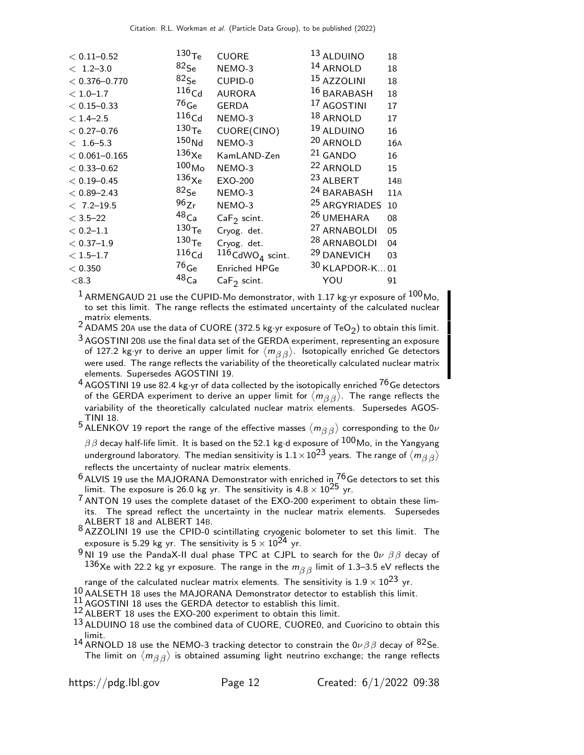| | | | | |
|---|---|---|---|---|
| < 0.11–0.52 | $^{130}$Te | CUORE | [13] ALDUINO | 18 |
| < 1.2–3.0 | $^{82}$Se | NEMO-3 | [14] ARNOLD | 18 |
| < 0.376–0.770 | $^{82}$Se | CUPID-0 | [15] AZZOLINI | 18 |
| < 1.0–1.7 | $^{116}$Cd | AURORA | [16] BARABASH | 18 |
| < 0.15–0.33 | $^{76}$Ge | GERDA | [17] AGOSTINI | 17 |
| < 1.4–2.5 | $^{116}$Cd | NEMO-3 | [18] ARNOLD | 17 |
| < 0.27–0.76 | $^{130}$Te | CUORE(CINO) | [19] ALDUINO | 16 |
| < 1.6–5.3 | $^{150}$Nd | NEMO-3 | [20] ARNOLD | 16A |
| < 0.061–0.165 | $^{136}$Xe | KamLAND-Zen | [21] GANDO | 16 |
| < 0.33–0.62 | $^{100}$Mo | NEMO-3 | [22] ARNOLD | 15 |
| < 0.19–0.45 | $^{136}$Xe | EXO-200 | [23] ALBERT | 14B |
| < 0.89–2.43 | $^{82}$Se | NEMO-3 | [24] BARABASH | 11A |
| < 7.2–19.5 | $^{96}$Zr | NEMO-3 | [25] ARGYRIADES | 10 |
| < 3.5–22 | $^{48}$Ca | $CaF_2$ scint. | [26] UMEHARA | 08 |
| < 0.2–1.1 | $^{130}$Te | Cryog. det. | [27] ARNABOLDI | 05 |
| < 0.37–1.9 | $^{130}$Te | Cryog. det. | [28] ARNABOLDI | 04 |
| < 1.5–1.7 | $^{116}$Cd | $^{116}CdWO_4$ scint. | [29] DANEVICH | 03 |
| < 0.350 | $^{76}$Ge | Enriched HPGe | [30] KLAPDOR-K... | 01 |
| <8.3 | $^{48}$Ca | $CaF_2$ scint. | YOU | 91 |

[1] ARMENGAUD 21 use the CUPID-Mo demonstrator, with 1.17 kg·yr exposure of $^{100}$Mo, to set this limit. The range reflects the estimated uncertainty of the calculated nuclear matrix elements.

[2] ADAMS 20A use the data of CUORE (372.5 kg·yr exposure of $TeO_2$) to obtain this limit.

[3] AGOSTINI 20B use the final data set of the GERDA experiment, representing an exposure of 127.2 kg·yr to derive an upper limit for $\langle m_{\beta\beta}\rangle$. Isotopically enriched Ge detectors were used. The range reflects the variability of the theoretically calculated nuclear matrix elements. Supersedes AGOSTINI 19.

[4] AGOSTINI 19 use 82.4 kg·yr of data collected by the isotopically enriched $^{76}$Ge detectors of the GERDA experiment to derive an upper limit for $\langle m_{\beta\beta}\rangle$. The range reflects the variability of the theoretically calculated nuclear matrix elements. Supersedes AGOSTINI 18.

[5] ALENKOV 19 report the range of the effective masses $\langle m_{\beta\beta}\rangle$ corresponding to the $0\nu\beta\beta$ decay half-life limit. It is based on the 52.1 kg·d exposure of $^{100}$Mo, in the Yangyang underground laboratory. The median sensitivity is $1.1\times10^{23}$ years. The range of $\langle m_{\beta\beta}\rangle$ reflects the uncertainty of nuclear matrix elements.

[6] ALVIS 19 use the MAJORANA Demonstrator with enriched in $^{76}$Ge detectors to set this limit. The exposure is 26.0 kg yr. The sensitivity is $4.8\times10^{25}$ yr.

[7] ANTON 19 uses the complete dataset of the EXO-200 experiment to obtain these limits. The spread reflect the uncertainty in the nuclear matrix elements. Supersedes ALBERT 18 and ALBERT 14B.

[8] AZZOLINI 19 use the CPID-0 scintillating cryogenic bolometer to set this limit. The exposure is 5.29 kg yr. The sensitivity is $5\times10^{24}$ yr.

[9] NI 19 use the PandaX-II dual phase TPC at CJPL to search for the $0\nu\ \beta\beta$ decay of $^{136}$Xe with 22.2 kg yr exposure. The range in the $m_{\beta\beta}$ limit of 1.3–3.5 eV reflects the range of the calculated nuclear matrix elements. The sensitivity is $1.9\times10^{23}$ yr.

[10] AALSETH 18 uses the MAJORANA Demonstrator detector to establish this limit.

[11] AGOSTINI 18 uses the GERDA detector to establish this limit.

[12] ALBERT 18 uses the EXO-200 experiment to obtain this limit.

[13] ALDUINO 18 use the combined data of CUORE, CUORE0, and Cuoricino to obtain this limit.

[14] ARNOLD 18 use the NEMO-3 tracking detector to constrain the $0\nu\beta\beta$ decay of $^{82}$Se. The limit on $\langle m_{\beta\beta}\rangle$ is obtained assuming light neutrino exchange; the range reflects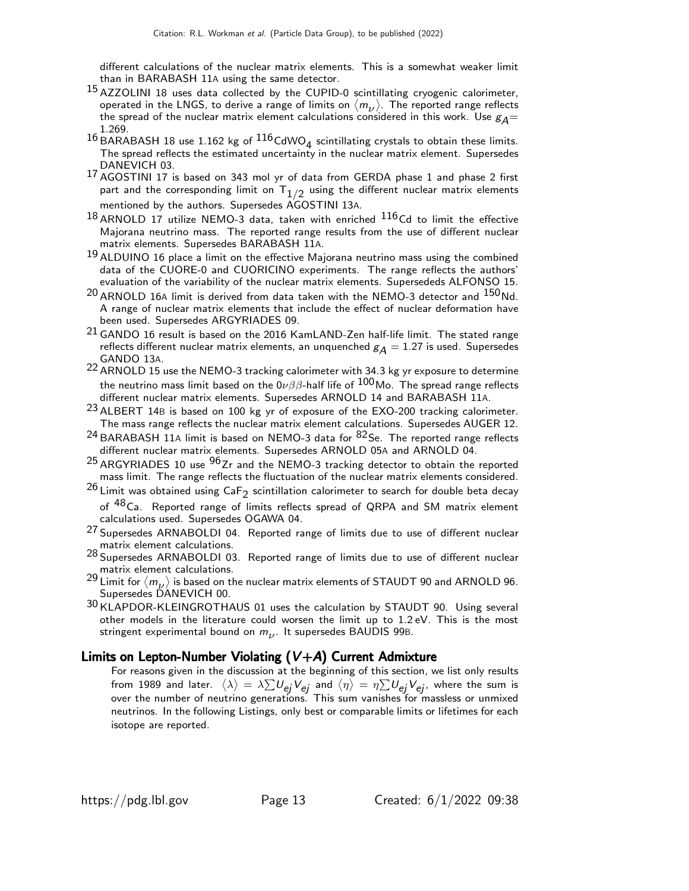different calculations of the nuclear matrix elements. This is a somewhat weaker limit than in BARABASH 11A using the same detector.

[15] AZZOLINI 18 uses data collected by the CUPID-0 scintillating cryogenic calorimeter, operated in the LNGS, to derive a range of limits on $\langle m_\nu \rangle$. The reported range reflects the spread of the nuclear matrix element calculations considered in this work. Use $g_A$= 1.269.

[16] BARABASH 18 use 1.162 kg of $^{116}CdWO_4$ scintillating crystals to obtain these limits. The spread reflects the estimated uncertainty in the nuclear matrix element. Supersedes DANEVICH 03.

[17] AGOSTINI 17 is based on 343 mol yr of data from GERDA phase 1 and phase 2 first part and the corresponding limit on $T_{1/2}$ using the different nuclear matrix elements mentioned by the authors. Supersedes AGOSTINI 13A.

[18] ARNOLD 17 utilize NEMO-3 data, taken with enriched $^{116}$Cd to limit the effective Majorana neutrino mass. The reported range results from the use of different nuclear matrix elements. Supersedes BARABASH 11A.

[19] ALDUINO 16 place a limit on the effective Majorana neutrino mass using the combined data of the CUORE-0 and CUORICINO experiments. The range reflects the authors' evaluation of the variability of the nuclear matrix elements. Supersededs ALFONSO 15.

[20] ARNOLD 16A limit is derived from data taken with the NEMO-3 detector and $^{150}$Nd. A range of nuclear matrix elements that include the effect of nuclear deformation have been used. Supersedes ARGYRIADES 09.

[21] GANDO 16 result is based on the 2016 KamLAND-Zen half-life limit. The stated range reflects different nuclear matrix elements, an unquenched $g_A = 1.27$ is used. Supersedes GANDO 13A.

[22] ARNOLD 15 use the NEMO-3 tracking calorimeter with 34.3 kg yr exposure to determine the neutrino mass limit based on the $0\nu\beta\beta$-half life of $^{100}$Mo. The spread range reflects different nuclear matrix elements. Supersedes ARNOLD 14 and BARABASH 11A.

[23] ALBERT 14B is based on 100 kg yr of exposure of the EXO-200 tracking calorimeter. The mass range reflects the nuclear matrix element calculations. Supersedes AUGER 12.

[24] BARABASH 11A limit is based on NEMO-3 data for $^{82}$Se. The reported range reflects different nuclear matrix elements. Supersedes ARNOLD 05A and ARNOLD 04.

[25] ARGYRIADES 10 use $^{96}$Zr and the NEMO-3 tracking detector to obtain the reported mass limit. The range reflects the fluctuation of the nuclear matrix elements considered.

[26] Limit was obtained using $CaF_2$ scintillation calorimeter to search for double beta decay of $^{48}$Ca. Reported range of limits reflects spread of QRPA and SM matrix element calculations used. Supersedes OGAWA 04.

[27] Supersedes ARNABOLDI 04. Reported range of limits due to use of different nuclear matrix element calculations.

[28] Supersedes ARNABOLDI 03. Reported range of limits due to use of different nuclear matrix element calculations.

[29] Limit for $\langle m_\nu \rangle$ is based on the nuclear matrix elements of STAUDT 90 and ARNOLD 96. Supersedes DANEVICH 00.

[30] KLAPDOR-KLEINGROTHAUS 01 uses the calculation by STAUDT 90. Using several other models in the literature could worsen the limit up to 1.2 eV. This is the most stringent experimental bound on $m_\nu$. It supersedes BAUDIS 99B.

## Limits on Lepton-Number Violating ($V+A$) Current Admixture

For reasons given in the discussion at the beginning of this section, we list only results from 1989 and later. $\langle \lambda \rangle = \lambda \sum U_{ej} V_{ej}$ and $\langle \eta \rangle = \eta \sum U_{ej} V_{ej}$, where the sum is over the number of neutrino generations. This sum vanishes for massless or unmixed neutrinos. In the following Listings, only best or comparable limits or lifetimes for each isotope are reported.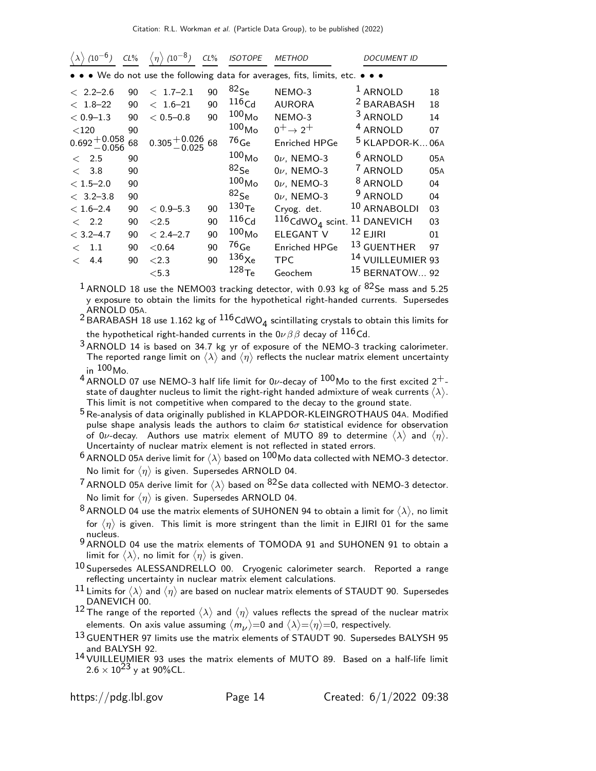| $\langle \lambda \rangle$ ($10^{-6}$) | CL% | $\langle \eta \rangle$ ($10^{-8}$) | CL% | ISOTOPE | METHOD | DOCUMENT ID | |
|---|---|---|---|---|---|---|---|
| • • • We do not use the following data for averages, fits, limits, etc. • • • | | | | | | | |
| $< 2.2$–$2.6$ | 90 | $< 1.7$–$2.1$ | 90 | $^{82}$Se | NEMO-3 | [1] ARNOLD | 18 |
| $< 1.8$–$22$ | 90 | $< 1.6$–$21$ | 90 | $^{116}$Cd | AURORA | [2] BARABASH | 18 |
| $< 0.9$–$1.3$ | 90 | $< 0.5$–$0.8$ | 90 | $^{100}$Mo | NEMO-3 | [3] ARNOLD | 14 |
| $<120$ | 90 | | | $^{100}$Mo | $0^+ \to 2^+$ | [4] ARNOLD | 07 |
| $0.692^{+0.058}_{-0.056}$ | 68 | $0.305^{+0.026}_{-0.025}$ | 68 | $^{76}$Ge | Enriched HPGe | [5] KLAPDOR-K... | 06A |
| $< 2.5$ | 90 | | | $^{100}$Mo | $0\nu$, NEMO-3 | [6] ARNOLD | 05A |
| $< 3.8$ | 90 | | | $^{82}$Se | $0\nu$, NEMO-3 | [7] ARNOLD | 05A |
| $< 1.5$–$2.0$ | 90 | | | $^{100}$Mo | $0\nu$, NEMO-3 | [8] ARNOLD | 04 |
| $< 3.2$–$3.8$ | 90 | | | $^{82}$Se | $0\nu$, NEMO-3 | [9] ARNOLD | 04 |
| $< 1.6$–$2.4$ | 90 | $< 0.9$–$5.3$ | 90 | $^{130}$Te | Cryog. det. | [10] ARNABOLDI | 03 |
| $< 2.2$ | 90 | $<2.5$ | 90 | $^{116}$Cd | $^{116}CdWO_4$ scint. | [11] DANEVICH | 03 |
| $< 3.2$–$4.7$ | 90 | $< 2.4$–$2.7$ | 90 | $^{100}$Mo | ELEGANT V | [12] EJIRI | 01 |
| $< 1.1$ | 90 | $<0.64$ | 90 | $^{76}$Ge | Enriched HPGe | [13] GUENTHER | 97 |
| $< 4.4$ | 90 | $<2.3$ | 90 | $^{136}$Xe | TPC | [14] VUILLEUMIER | 93 |
| | | $<5.3$ | | $^{128}$Te | Geochem | [15] BERNATOW... | 92 |

[1] ARNOLD 18 use the NEMO03 tracking detector, with 0.93 kg of $^{82}$Se mass and 5.25 y exposure to obtain the limits for the hypothetical right-handed currents. Supersedes ARNOLD 05A.

[2] BARABASH 18 use 1.162 kg of $^{116}CdWO_4$ scintillating crystals to obtain this limits for the hypothetical right-handed currents in the $0\nu\beta\beta$ decay of $^{116}$Cd.

[3] ARNOLD 14 is based on 34.7 kg yr of exposure of the NEMO-3 tracking calorimeter. The reported range limit on $\langle \lambda \rangle$ and $\langle \eta \rangle$ reflects the nuclear matrix element uncertainty in $^{100}$Mo.

[4] ARNOLD 07 use NEMO-3 half life limit for $0\nu$-decay of $^{100}$Mo to the first excited $2^+$-state of daughter nucleus to limit the right-right handed admixture of weak currents $\langle \lambda \rangle$. This limit is not competitive when compared to the decay to the ground state.

[5] Re-analysis of data originally published in KLAPDOR-KLEINGROTHAUS 04A. Modified pulse shape analysis leads the authors to claim $6\sigma$ statistical evidence for observation of $0\nu$-decay. Authors use matrix element of MUTO 89 to determine $\langle \lambda \rangle$ and $\langle \eta \rangle$. Uncertainty of nuclear matrix element is not reflected in stated errors.

[6] ARNOLD 05A derive limit for $\langle \lambda \rangle$ based on $^{100}$Mo data collected with NEMO-3 detector. No limit for $\langle \eta \rangle$ is given. Supersedes ARNOLD 04.

[7] ARNOLD 05A derive limit for $\langle \lambda \rangle$ based on $^{82}$Se data collected with NEMO-3 detector. No limit for $\langle \eta \rangle$ is given. Supersedes ARNOLD 04.

[8] ARNOLD 04 use the matrix elements of SUHONEN 94 to obtain a limit for $\langle \lambda \rangle$, no limit for $\langle \eta \rangle$ is given. This limit is more stringent than the limit in EJIRI 01 for the same nucleus.

[9] ARNOLD 04 use the matrix elements of TOMODA 91 and SUHONEN 91 to obtain a limit for $\langle \lambda \rangle$, no limit for $\langle \eta \rangle$ is given.

[10] Supersedes ALESSANDRELLO 00. Cryogenic calorimeter search. Reported a range reflecting uncertainty in nuclear matrix element calculations.

[11] Limits for $\langle \lambda \rangle$ and $\langle \eta \rangle$ are based on nuclear matrix elements of STAUDT 90. Supersedes DANEVICH 00.

[12] The range of the reported $\langle \lambda \rangle$ and $\langle \eta \rangle$ values reflects the spread of the nuclear matrix elements. On axis value assuming $\langle m_\nu \rangle$=0 and $\langle \lambda \rangle$=$\langle \eta \rangle$=0, respectively.

[13] GUENTHER 97 limits use the matrix elements of STAUDT 90. Supersedes BALYSH 95 and BALYSH 92.

[14] VUILLEUMIER 93 uses the matrix elements of MUTO 89. Based on a half-life limit $2.6 \times 10^{23}$ y at 90%CL.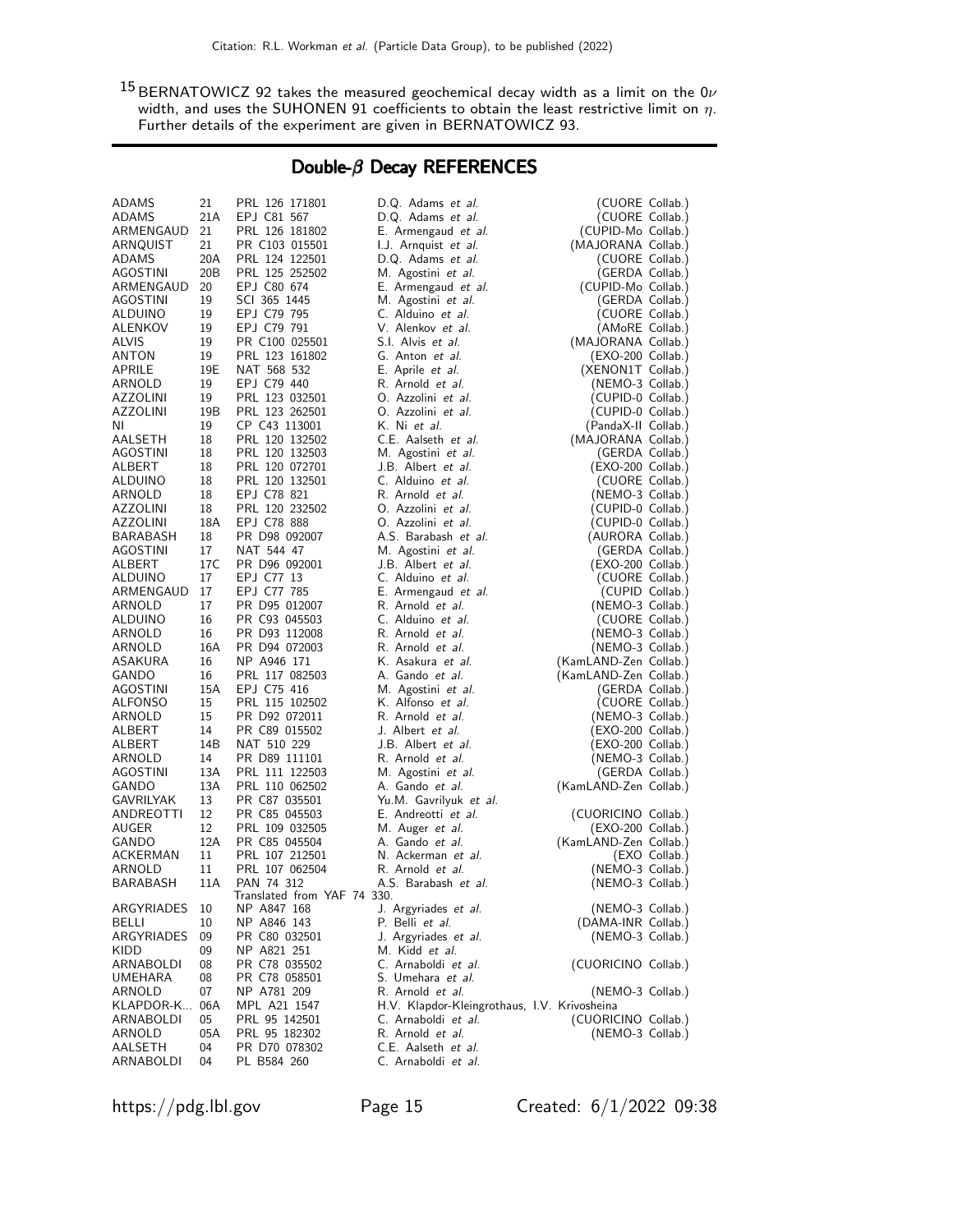[15] BERNATOWICZ 92 takes the measured geochemical decay width as a limit on the $0\nu$ width, and uses the SUHONEN 91 coefficients to obtain the least restrictive limit on $\eta$. Further details of the experiment are given in BERNATOWICZ 93.

## Double-$\beta$ Decay REFERENCES

| | | | | |
|---|---|---|---|---|
| ADAMS | 21 | PRL 126 171801 | D.Q. Adams *et al.* | (CUORE Collab.) |
| ADAMS | 21A | EPJ C81 567 | D.Q. Adams *et al.* | (CUORE Collab.) |
| ARMENGAUD | 21 | PRL 126 181802 | E. Armengaud *et al.* | (CUPID-Mo Collab.) |
| ARNQUIST | 21 | PR C103 015501 | I.J. Arnquist *et al.* | (MAJORANA Collab.) |
| ADAMS | 20A | PRL 124 122501 | D.Q. Adams *et al.* | (CUORE Collab.) |
| AGOSTINI | 20B | PRL 125 252502 | M. Agostini *et al.* | (GERDA Collab.) |
| ARMENGAUD | 20 | EPJ C80 674 | E. Armengaud *et al.* | (CUPID-Mo Collab.) |
| AGOSTINI | 19 | SCI 365 1445 | M. Agostini *et al.* | (GERDA Collab.) |
| ALDUINO | 19 | EPJ C79 795 | C. Alduino *et al.* | (CUORE Collab.) |
| ALENKOV | 19 | EPJ C79 791 | V. Alenkov *et al.* | (AMoRE Collab.) |
| ALVIS | 19 | PR C100 025501 | S.I. Alvis *et al.* | (MAJORANA Collab.) |
| ANTON | 19 | PRL 123 161802 | G. Anton *et al.* | (EXO-200 Collab.) |
| APRILE | 19E | NAT 568 532 | E. Aprile *et al.* | (XENON1T Collab.) |
| ARNOLD | 19 | EPJ C79 440 | R. Arnold *et al.* | (NEMO-3 Collab.) |
| AZZOLINI | 19 | PRL 123 032501 | O. Azzolini *et al.* | (CUPID-0 Collab.) |
| AZZOLINI | 19B | PRL 123 262501 | O. Azzolini *et al.* | (CUPID-0 Collab.) |
| NI | 19 | CP C43 113001 | K. Ni *et al.* | (PandaX-II Collab.) |
| AALSETH | 18 | PRL 120 132502 | C.E. Aalseth *et al.* | (MAJORANA Collab.) |
| AGOSTINI | 18 | PRL 120 132503 | M. Agostini *et al.* | (GERDA Collab.) |
| ALBERT | 18 | PRL 120 072701 | J.B. Albert *et al.* | (EXO-200 Collab.) |
| ALDUINO | 18 | PRL 120 132501 | C. Alduino *et al.* | (CUORE Collab.) |
| ARNOLD | 18 | EPJ C78 821 | R. Arnold *et al.* | (NEMO-3 Collab.) |
| AZZOLINI | 18 | PRL 120 232502 | O. Azzolini *et al.* | (CUPID-0 Collab.) |
| AZZOLINI | 18A | EPJ C78 888 | O. Azzolini *et al.* | (CUPID-0 Collab.) |
| BARABASH | 18 | PR D98 092007 | A.S. Barabash *et al.* | (AURORA Collab.) |
| AGOSTINI | 17 | NAT 544 47 | M. Agostini *et al.* | (GERDA Collab.) |
| ALBERT | 17C | PR D96 092001 | J.B. Albert *et al.* | (EXO-200 Collab.) |
| ALDUINO | 17 | EPJ C77 13 | C. Alduino *et al.* | (CUORE Collab.) |
| ARMENGAUD | 17 | EPJ C77 785 | E. Armengaud *et al.* | (CUPID Collab.) |
| ARNOLD | 17 | PR D95 012007 | R. Arnold *et al.* | (NEMO-3 Collab.) |
| ALDUINO | 16 | PR C93 045503 | C. Alduino *et al.* | (CUORE Collab.) |
| ARNOLD | 16 | PR D93 112008 | R. Arnold *et al.* | (NEMO-3 Collab.) |
| ARNOLD | 16A | PR D94 072003 | R. Arnold *et al.* | (NEMO-3 Collab.) |
| ASAKURA | 16 | NP A946 171 | K. Asakura *et al.* | (KamLAND-Zen Collab.) |
| GANDO | 16 | PRL 117 082503 | A. Gando *et al.* | (KamLAND-Zen Collab.) |
| AGOSTINI | 15A | EPJ C75 416 | M. Agostini *et al.* | (GERDA Collab.) |
| ALFONSO | 15 | PRL 115 102502 | K. Alfonso *et al.* | (CUORE Collab.) |
| ARNOLD | 15 | PR D92 072011 | R. Arnold *et al.* | (NEMO-3 Collab.) |
| ALBERT | 14 | PR C89 015502 | J. Albert *et al.* | (EXO-200 Collab.) |
| ALBERT | 14B | NAT 510 229 | J.B. Albert *et al.* | (EXO-200 Collab.) |
| ARNOLD | 14 | PR D89 111101 | R. Arnold *et al.* | (NEMO-3 Collab.) |
| AGOSTINI | 13A | PRL 111 122503 | M. Agostini *et al.* | (GERDA Collab.) |
| GANDO | 13A | PRL 110 062502 | A. Gando *et al.* | (KamLAND-Zen Collab.) |
| GAVRILYAK | 13 | PR C87 035501 | Yu.M. Gavrilyuk *et al.* | |
| ANDREOTTI | 12 | PR C85 045503 | E. Andreotti *et al.* | (CUORICINO Collab.) |
| AUGER | 12 | PRL 109 032505 | M. Auger *et al.* | (EXO-200 Collab.) |
| GANDO | 12A | PR C85 045504 | A. Gando *et al.* | (KamLAND-Zen Collab.) |
| ACKERMAN | 11 | PRL 107 212501 | N. Ackerman *et al.* | (EXO Collab.) |
| ARNOLD | 11 | PRL 107 062504 | R. Arnold *et al.* | (NEMO-3 Collab.) |
| BARABASH | 11A | PAN 74 312<br>Translated from YAF 74 330. | A.S. Barabash *et al.* | (NEMO-3 Collab.) |
| ARGYRIADES | 10 | NP A847 168 | J. Argyriades *et al.* | (NEMO-3 Collab.) |
| BELLI | 10 | NP A846 143 | P. Belli *et al.* | (DAMA-INR Collab.) |
| ARGYRIADES | 09 | PR C80 032501 | J. Argyriades *et al.* | (NEMO-3 Collab.) |
| KIDD | 09 | NP A821 251 | M. Kidd *et al.* | |
| ARNABOLDI | 08 | PR C78 035502 | C. Arnaboldi *et al.* | (CUORICINO Collab.) |
| UMEHARA | 08 | PR C78 058501 | S. Umehara *et al.* | |
| ARNOLD | 07 | NP A781 209 | R. Arnold *et al.* | (NEMO-3 Collab.) |
| KLAPDOR-K... | 06A | MPL A21 1547 | H.V. Klapdor-Kleingrothaus, I.V. Krivosheina | |
| ARNABOLDI | 05 | PRL 95 142501 | C. Arnaboldi *et al.* | (CUORICINO Collab.) |
| ARNOLD | 05A | PRL 95 182302 | R. Arnold *et al.* | (NEMO-3 Collab.) |
| AALSETH | 04 | PR D70 078302 | C.E. Aalseth *et al.* | |
| ARNABOLDI | 04 | PL B584 260 | C. Arnaboldi *et al.* | |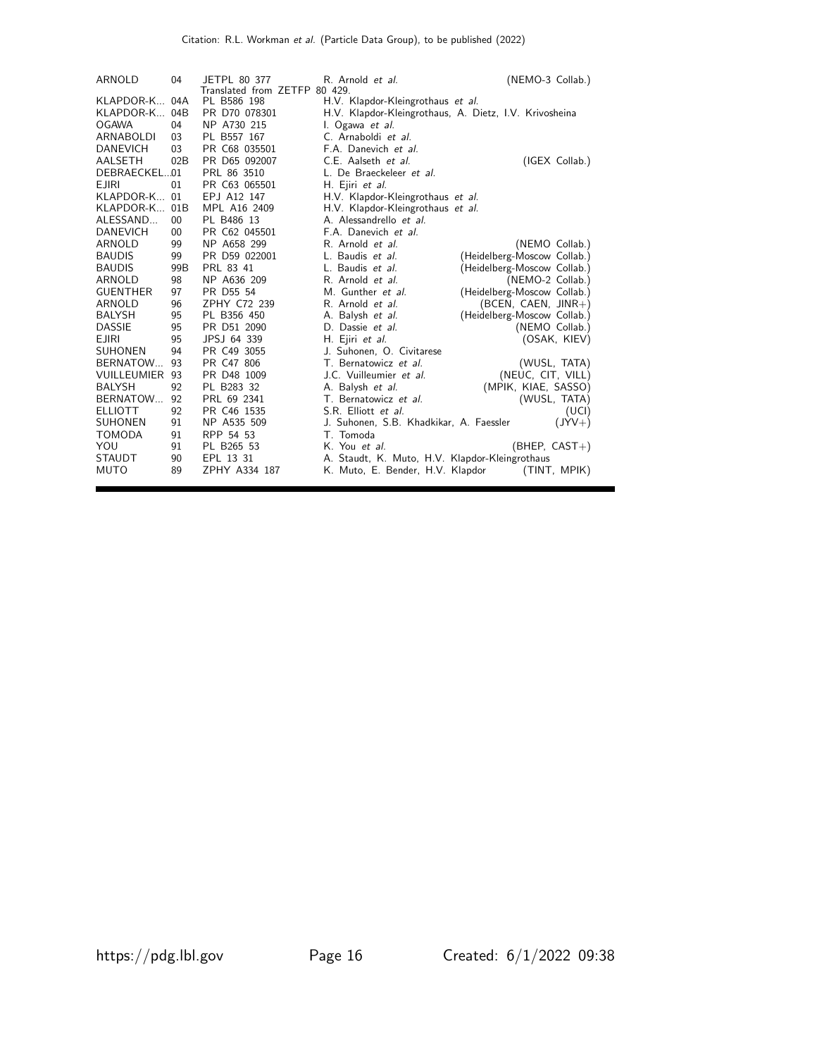| | | | | |
|---|---|---|---|---|
| ARNOLD | 04 | JETPL 80 377 | R. Arnold *et al.* | (NEMO-3 Collab.) |
| | | Translated from ZETFP 80 429. | | |
| KLAPDOR-K... | 04A | PL B586 198 | H.V. Klapdor-Kleingrothaus *et al.* | |
| KLAPDOR-K... | 04B | PR D70 078301 | H.V. Klapdor-Kleingrothaus, A. Dietz, I.V. Krivosheina | |
| OGAWA | 04 | NP A730 215 | I. Ogawa *et al.* | |
| ARNABOLDI | 03 | PL B557 167 | C. Arnaboldi *et al.* | |
| DANEVICH | 03 | PR C68 035501 | F.A. Danevich *et al.* | |
| AALSETH | 02B | PR D65 092007 | C.E. Aalseth *et al.* | (IGEX Collab.) |
| DEBRAECKEL... | 01 | PRL 86 3510 | L. De Braeckeleer *et al.* | |
| EJIRI | 01 | PR C63 065501 | H. Ejiri *et al.* | |
| KLAPDOR-K... | 01 | EPJ A12 147 | H.V. Klapdor-Kleingrothaus *et al.* | |
| KLAPDOR-K... | 01B | MPL A16 2409 | H.V. Klapdor-Kleingrothaus *et al.* | |
| ALESSAND... | 00 | PL B486 13 | A. Alessandrello *et al.* | |
| DANEVICH | 00 | PR C62 045501 | F.A. Danevich *et al.* | |
| ARNOLD | 99 | NP A658 299 | R. Arnold *et al.* | (NEMO Collab.) |
| BAUDIS | 99 | PR D59 022001 | L. Baudis *et al.* | (Heidelberg-Moscow Collab.) |
| BAUDIS | 99B | PRL 83 41 | L. Baudis *et al.* | (Heidelberg-Moscow Collab.) |
| ARNOLD | 98 | NP A636 209 | R. Arnold *et al.* | (NEMO-2 Collab.) |
| GUENTHER | 97 | PR D55 54 | M. Gunther *et al.* | (Heidelberg-Moscow Collab.) |
| ARNOLD | 96 | ZPHY C72 239 | R. Arnold *et al.* | (BCEN, CAEN, JINR+) |
| BALYSH | 95 | PL B356 450 | A. Balysh *et al.* | (Heidelberg-Moscow Collab.) |
| DASSIE | 95 | PR D51 2090 | D. Dassie *et al.* | (NEMO Collab.) |
| EJIRI | 95 | JPSJ 64 339 | H. Ejiri *et al.* | (OSAK, KIEV) |
| SUHONEN | 94 | PR C49 3055 | J. Suhonen, O. Civitarese | |
| BERNATOW... | 93 | PR C47 806 | T. Bernatowicz *et al.* | (WUSL, TATA) |
| VUILLEUMIER | 93 | PR D48 1009 | J.C. Vuilleumier *et al.* | (NEUC, CIT, VILL) |
| BALYSH | 92 | PL B283 32 | A. Balysh *et al.* | (MPIK, KIAE, SASSO) |
| BERNATOW... | 92 | PRL 69 2341 | T. Bernatowicz *et al.* | (WUSL, TATA) |
| ELLIOTT | 92 | PR C46 1535 | S.R. Elliott *et al.* | (UCI) |
| SUHONEN | 91 | NP A535 509 | J. Suhonen, S.B. Khadkikar, A. Faessler | (JYV+) |
| TOMODA | 91 | RPP 54 53 | T. Tomoda | |
| YOU | 91 | PL B265 53 | K. You *et al.* | (BHEP, CAST+) |
| STAUDT | 90 | EPL 13 31 | A. Staudt, K. Muto, H.V. Klapdor-Kleingrothaus | |
| MUTO | 89 | ZPHY A334 187 | K. Muto, E. Bender, H.V. Klapdor | (TINT, MPIK) |